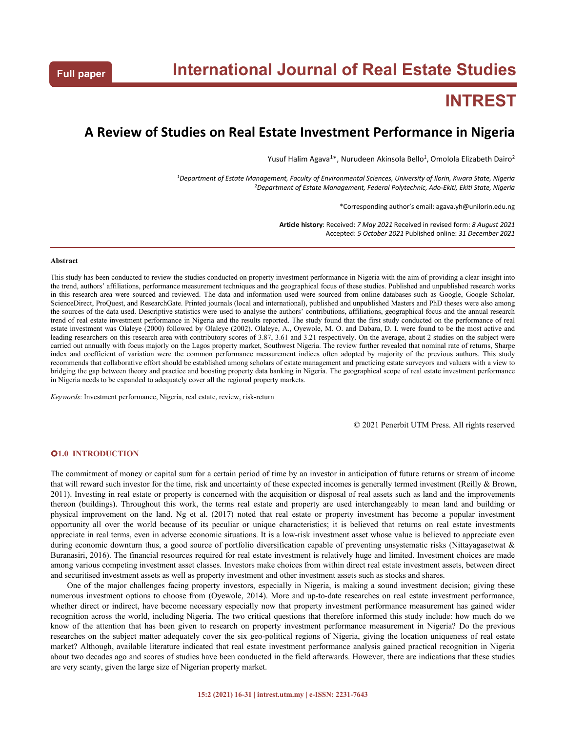Full paper

# International Journal of Real Estate Studies

# INTREST

## A Review of Studies on Real Estate Investment Performance in Nigeria

Yusuf Halim Agava[1]*, Nurudeen Akinsola Bello[1], Omolola Elizabeth Dairo[2]

[1]*Department of Estate Management, Faculty of Environmental Sciences, University of Ilorin, Kwara State, Nigeria*
[2]*Department of Estate Management, Federal Polytechnic, Ado-Ekiti, Ekiti State, Nigeria*

*Corresponding author's email: agava.yh@unilorin.edu.ng

**Article history**: Received: *7 May 2021* Received in revised form: *8 August 2021*
Accepted: *5 October 2021* Published online: *31 December 2021*

---

**Abstract**

This study has been conducted to review the studies conducted on property investment performance in Nigeria with the aim of providing a clear insight into the trend, authors' affiliations, performance measurement techniques and the geographical focus of these studies. Published and unpublished research works in this research area were sourced and reviewed. The data and information used were sourced from online databases such as Google, Google Scholar, ScienceDirect, ProQuest, and ResearchGate. Printed journals (local and international), published and unpublished Masters and PhD theses were also among the sources of the data used. Descriptive statistics were used to analyse the authors' contributions, affiliations, geographical focus and the annual research trend of real estate investment performance in Nigeria and the results reported. The study found that the first study conducted on the performance of real estate investment was Olaleye (2000) followed by Olaleye (2002). Olaleye, A., Oyewole, M. O. and Dabara, D. I. were found to be the most active and leading researchers on this research area with contributory scores of 3.87, 3.61 and 3.21 respectively. On the average, about 2 studies on the subject were carried out annually with focus majorly on the Lagos property market, Southwest Nigeria. The review further revealed that nominal rate of returns, Sharpe index and coefficient of variation were the common performance measurement indices often adopted by majority of the previous authors. This study recommends that collaborative effort should be established among scholars of estate management and practicing estate surveyors and valuers with a view to bridging the gap between theory and practice and boosting property data banking in Nigeria. The geographical scope of real estate investment performance in Nigeria needs to be expanded to adequately cover all the regional property markets.

*Keywords*: Investment performance, Nigeria, real estate, review, risk-return

© 2021 Penerbit UTM Press. All rights reserved

## 1.0 INTRODUCTION

The commitment of money or capital sum for a certain period of time by an investor in anticipation of future returns or stream of income that will reward such investor for the time, risk and uncertainty of these expected incomes is generally termed investment (Reilly & Brown, 2011). Investing in real estate or property is concerned with the acquisition or disposal of real assets such as land and the improvements thereon (buildings). Throughout this work, the terms real estate and property are used interchangeably to mean land and building or physical improvement on the land. Ng et al. (2017) noted that real estate or property investment has become a popular investment opportunity all over the world because of its peculiar or unique characteristics; it is believed that returns on real estate investments appreciate in real terms, even in adverse economic situations. It is a low-risk investment asset whose value is believed to appreciate even during economic downturn thus, a good source of portfolio diversification capable of preventing unsystematic risks (Nittayagasetwat & Buranasiri, 2016). The financial resources required for real estate investment is relatively huge and limited. Investment choices are made among various competing investment asset classes. Investors make choices from within direct real estate investment assets, between direct and securitised investment assets as well as property investment and other investment assets such as stocks and shares.

One of the major challenges facing property investors, especially in Nigeria, is making a sound investment decision; giving these numerous investment options to choose from (Oyewole, 2014). More and up-to-date researches on real estate investment performance, whether direct or indirect, have become necessary especially now that property investment performance measurement has gained wider recognition across the world, including Nigeria. The two critical questions that therefore informed this study include: how much do we know of the attention that has been given to research on property investment performance measurement in Nigeria? Do the previous researches on the subject matter adequately cover the six geo-political regions of Nigeria, giving the location uniqueness of real estate market? Although, available literature indicated that real estate investment performance analysis gained practical recognition in Nigeria about two decades ago and scores of studies have been conducted in the field afterwards. However, there are indications that these studies are very scanty, given the large size of Nigerian property market.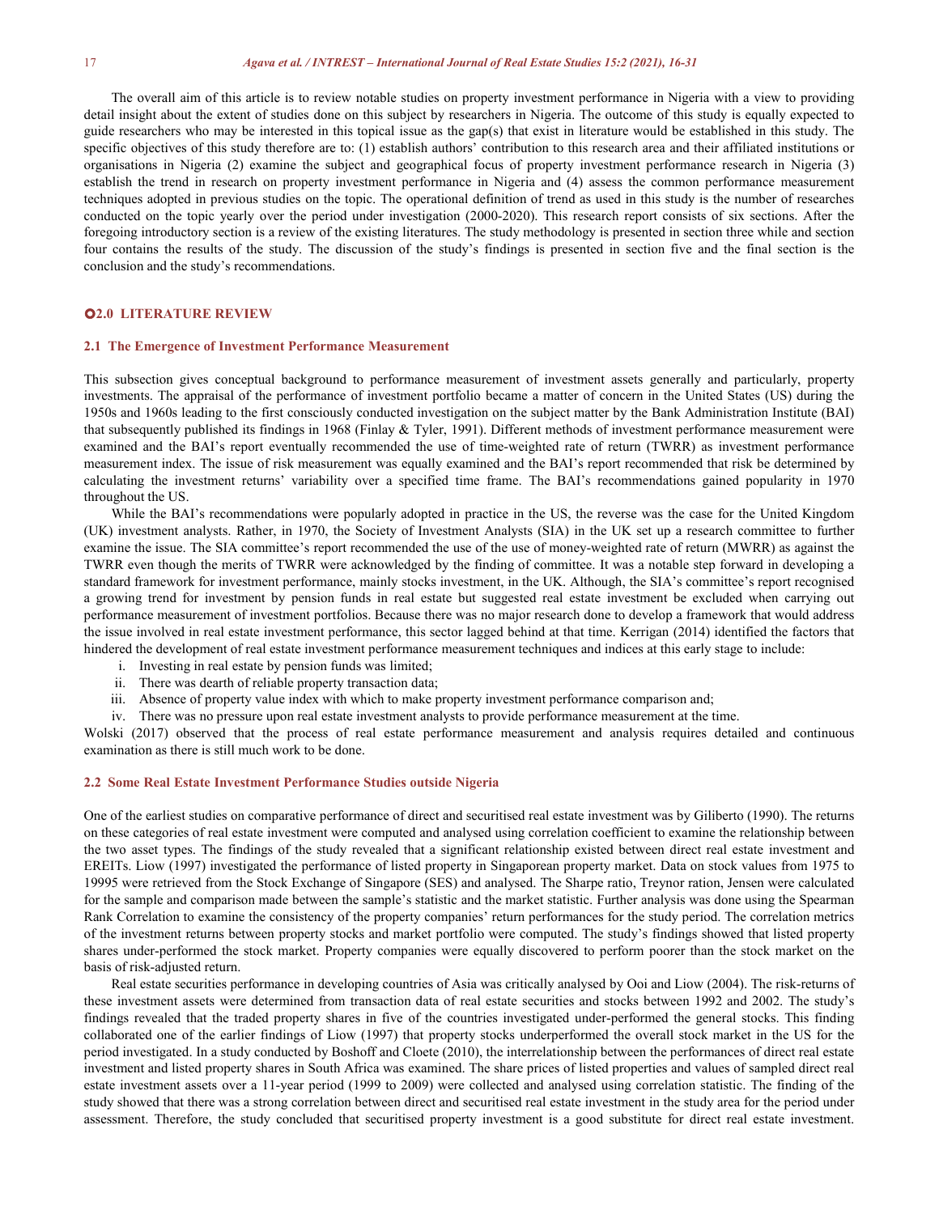The overall aim of this article is to review notable studies on property investment performance in Nigeria with a view to providing detail insight about the extent of studies done on this subject by researchers in Nigeria. The outcome of this study is equally expected to guide researchers who may be interested in this topical issue as the gap(s) that exist in literature would be established in this study. The specific objectives of this study therefore are to: (1) establish authors' contribution to this research area and their affiliated institutions or organisations in Nigeria (2) examine the subject and geographical focus of property investment performance research in Nigeria (3) establish the trend in research on property investment performance in Nigeria and (4) assess the common performance measurement techniques adopted in previous studies on the topic. The operational definition of trend as used in this study is the number of researches conducted on the topic yearly over the period under investigation (2000-2020). This research report consists of six sections. After the foregoing introductory section is a review of the existing literatures. The study methodology is presented in section three while and section four contains the results of the study. The discussion of the study's findings is presented in section five and the final section is the conclusion and the study's recommendations.

## 2.0 LITERATURE REVIEW

### 2.1 The Emergence of Investment Performance Measurement

This subsection gives conceptual background to performance measurement of investment assets generally and particularly, property investments. The appraisal of the performance of investment portfolio became a matter of concern in the United States (US) during the 1950s and 1960s leading to the first consciously conducted investigation on the subject matter by the Bank Administration Institute (BAI) that subsequently published its findings in 1968 (Finlay & Tyler, 1991). Different methods of investment performance measurement were examined and the BAI's report eventually recommended the use of time-weighted rate of return (TWRR) as investment performance measurement index. The issue of risk measurement was equally examined and the BAI's report recommended that risk be determined by calculating the investment returns' variability over a specified time frame. The BAI's recommendations gained popularity in 1970 throughout the US.

While the BAI's recommendations were popularly adopted in practice in the US, the reverse was the case for the United Kingdom (UK) investment analysts. Rather, in 1970, the Society of Investment Analysts (SIA) in the UK set up a research committee to further examine the issue. The SIA committee's report recommended the use of the use of money-weighted rate of return (MWRR) as against the TWRR even though the merits of TWRR were acknowledged by the finding of committee. It was a notable step forward in developing a standard framework for investment performance, mainly stocks investment, in the UK. Although, the SIA's committee's report recognised a growing trend for investment by pension funds in real estate but suggested real estate investment be excluded when carrying out performance measurement of investment portfolios. Because there was no major research done to develop a framework that would address the issue involved in real estate investment performance, this sector lagged behind at that time. Kerrigan (2014) identified the factors that hindered the development of real estate investment performance measurement techniques and indices at this early stage to include:

i. Investing in real estate by pension funds was limited;
ii. There was dearth of reliable property transaction data;
iii. Absence of property value index with which to make property investment performance comparison and;
iv. There was no pressure upon real estate investment analysts to provide performance measurement at the time.

Wolski (2017) observed that the process of real estate performance measurement and analysis requires detailed and continuous examination as there is still much work to be done.

### 2.2 Some Real Estate Investment Performance Studies outside Nigeria

One of the earliest studies on comparative performance of direct and securitised real estate investment was by Giliberto (1990). The returns on these categories of real estate investment were computed and analysed using correlation coefficient to examine the relationship between the two asset types. The findings of the study revealed that a significant relationship existed between direct real estate investment and EREITs. Liow (1997) investigated the performance of listed property in Singaporean property market. Data on stock values from 1975 to 19995 were retrieved from the Stock Exchange of Singapore (SES) and analysed. The Sharpe ratio, Treynor ration, Jensen were calculated for the sample and comparison made between the sample's statistic and the market statistic. Further analysis was done using the Spearman Rank Correlation to examine the consistency of the property companies' return performances for the study period. The correlation metrics of the investment returns between property stocks and market portfolio were computed. The study's findings showed that listed property shares under-performed the stock market. Property companies were equally discovered to perform poorer than the stock market on the basis of risk-adjusted return.

Real estate securities performance in developing countries of Asia was critically analysed by Ooi and Liow (2004). The risk-returns of these investment assets were determined from transaction data of real estate securities and stocks between 1992 and 2002. The study's findings revealed that the traded property shares in five of the countries investigated under-performed the general stocks. This finding collaborated one of the earlier findings of Liow (1997) that property stocks underperformed the overall stock market in the US for the period investigated. In a study conducted by Boshoff and Cloete (2010), the interrelationship between the performances of direct real estate investment and listed property shares in South Africa was examined. The share prices of listed properties and values of sampled direct real estate investment assets over a 11-year period (1999 to 2009) were collected and analysed using correlation statistic. The finding of the study showed that there was a strong correlation between direct and securitised real estate investment in the study area for the period under assessment. Therefore, the study concluded that securitised property investment is a good substitute for direct real estate investment.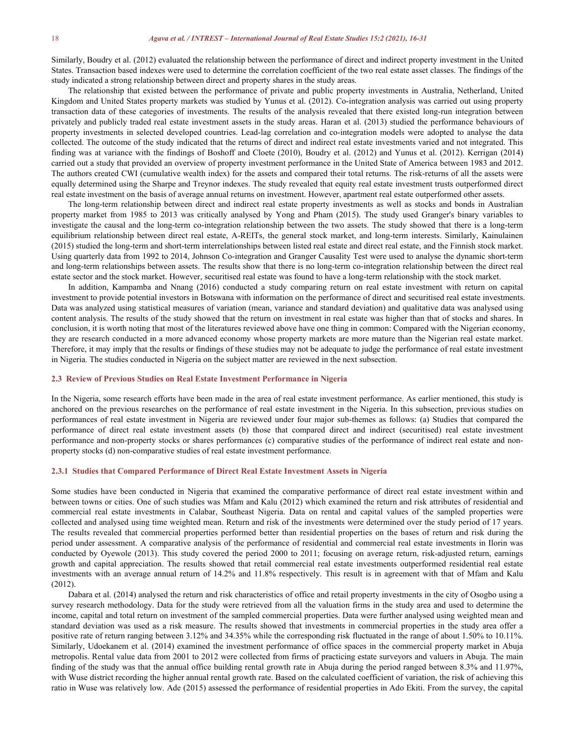Similarly, Boudry et al. (2012) evaluated the relationship between the performance of direct and indirect property investment in the United States. Transaction based indexes were used to determine the correlation coefficient of the two real estate asset classes. The findings of the study indicated a strong relationship between direct and property shares in the study areas.

The relationship that existed between the performance of private and public property investments in Australia, Netherland, United Kingdom and United States property markets was studied by Yunus et al. (2012). Co-integration analysis was carried out using property transaction data of these categories of investments. The results of the analysis revealed that there existed long-run integration between privately and publicly traded real estate investment assets in the study areas. Haran et al. (2013) studied the performance behaviours of property investments in selected developed countries. Lead-lag correlation and co-integration models were adopted to analyse the data collected. The outcome of the study indicated that the returns of direct and indirect real estate investments varied and not integrated. This finding was at variance with the findings of Boshoff and Cloete (2010), Boudry et al. (2012) and Yunus et al. (2012). Kerrigan (2014) carried out a study that provided an overview of property investment performance in the United State of America between 1983 and 2012. The authors created CWI (cumulative wealth index) for the assets and compared their total returns. The risk-returns of all the assets were equally determined using the Sharpe and Treynor indexes. The study revealed that equity real estate investment trusts outperformed direct real estate investment on the basis of average annual returns on investment. However, apartment real estate outperformed other assets.

The long-term relationship between direct and indirect real estate property investments as well as stocks and bonds in Australian property market from 1985 to 2013 was critically analysed by Yong and Pham (2015). The study used Granger's binary variables to investigate the causal and the long-term co-integration relationship between the two assets. The study showed that there is a long-term equilibrium relationship between direct real estate, A-REITs, the general stock market, and long-term interests. Similarly, Kainulainen (2015) studied the long-term and short-term interrelationships between listed real estate and direct real estate, and the Finnish stock market. Using quarterly data from 1992 to 2014, Johnson Co-integration and Granger Causality Test were used to analyse the dynamic short-term and long-term relationships between assets. The results show that there is no long-term co-integration relationship between the direct real estate sector and the stock market. However, securitised real estate was found to have a long-term relationship with the stock market.

In addition, Kampamba and Nnang (2016) conducted a study comparing return on real estate investment with return on capital investment to provide potential investors in Botswana with information on the performance of direct and securitised real estate investments. Data was analyzed using statistical measures of variation (mean, variance and standard deviation) and qualitative data was analysed using content analysis. The results of the study showed that the return on investment in real estate was higher than that of stocks and shares. In conclusion, it is worth noting that most of the literatures reviewed above have one thing in common: Compared with the Nigerian economy, they are research conducted in a more advanced economy whose property markets are more mature than the Nigerian real estate market. Therefore, it may imply that the results or findings of these studies may not be adequate to judge the performance of real estate investment in Nigeria. The studies conducted in Nigeria on the subject matter are reviewed in the next subsection.

## 2.3 Review of Previous Studies on Real Estate Investment Performance in Nigeria

In the Nigeria, some research efforts have been made in the area of real estate investment performance. As earlier mentioned, this study is anchored on the previous researches on the performance of real estate investment in the Nigeria. In this subsection, previous studies on performances of real estate investment in Nigeria are reviewed under four major sub-themes as follows: (a) Studies that compared the performance of direct real estate investment assets (b) those that compared direct and indirect (securitised) real estate investment performance and non-property stocks or shares performances (c) comparative studies of the performance of indirect real estate and non-property stocks (d) non-comparative studies of real estate investment performance.

### 2.3.1 Studies that Compared Performance of Direct Real Estate Investment Assets in Nigeria

Some studies have been conducted in Nigeria that examined the comparative performance of direct real estate investment within and between towns or cities. One of such studies was Mfam and Kalu (2012) which examined the return and risk attributes of residential and commercial real estate investments in Calabar, Southeast Nigeria. Data on rental and capital values of the sampled properties were collected and analysed using time weighted mean. Return and risk of the investments were determined over the study period of 17 years. The results revealed that commercial properties performed better than residential properties on the bases of return and risk during the period under assessment. A comparative analysis of the performance of residential and commercial real estate investments in Ilorin was conducted by Oyewole (2013). This study covered the period 2000 to 2011; focusing on average return, risk-adjusted return, earnings growth and capital appreciation. The results showed that retail commercial real estate investments outperformed residential real estate investments with an average annual return of 14.2% and 11.8% respectively. This result is in agreement with that of Mfam and Kalu (2012).

Dabara et al. (2014) analysed the return and risk characteristics of office and retail property investments in the city of Osogbo using a survey research methodology. Data for the study were retrieved from all the valuation firms in the study area and used to determine the income, capital and total return on investment of the sampled commercial properties. Data were further analysed using weighted mean and standard deviation was used as a risk measure. The results showed that investments in commercial properties in the study area offer a positive rate of return ranging between 3.12% and 34.35% while the corresponding risk fluctuated in the range of about 1.50% to 10.11%. Similarly, Udoekanem et al. (2014) examined the investment performance of office spaces in the commercial property market in Abuja metropolis. Rental value data from 2001 to 2012 were collected from firms of practicing estate surveyors and valuers in Abuja. The main finding of the study was that the annual office building rental growth rate in Abuja during the period ranged between 8.3% and 11.97%, with Wuse district recording the higher annual rental growth rate. Based on the calculated coefficient of variation, the risk of achieving this ratio in Wuse was relatively low. Ade (2015) assessed the performance of residential properties in Ado Ekiti. From the survey, the capital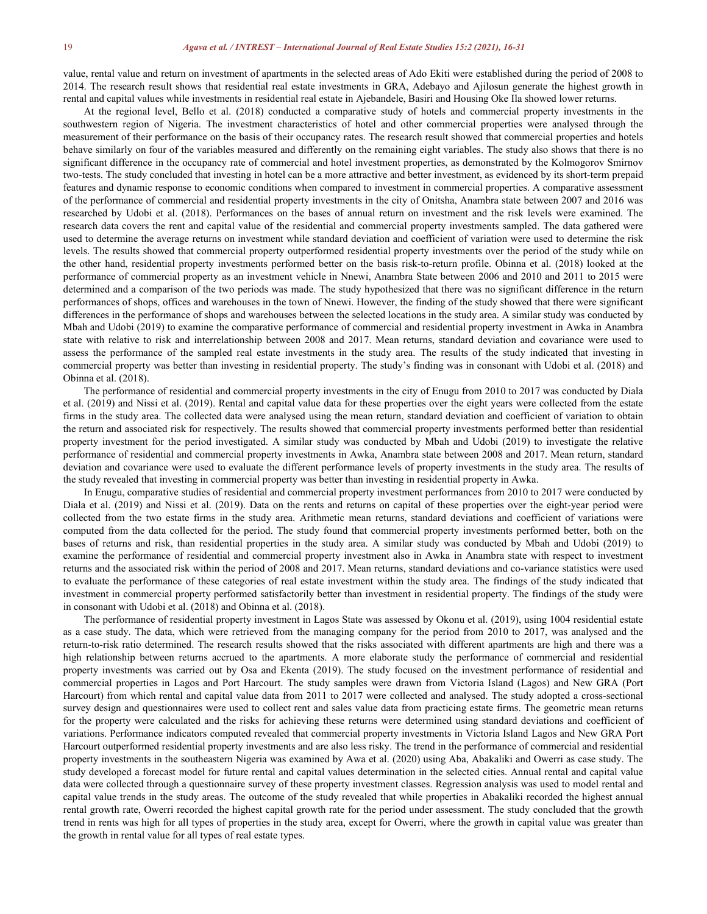value, rental value and return on investment of apartments in the selected areas of Ado Ekiti were established during the period of 2008 to 2014. The research result shows that residential real estate investments in GRA, Adebayo and Ajilosun generate the highest growth in rental and capital values while investments in residential real estate in Ajebandele, Basiri and Housing Oke Ila showed lower returns.

At the regional level, Bello et al. (2018) conducted a comparative study of hotels and commercial property investments in the southwestern region of Nigeria. The investment characteristics of hotel and other commercial properties were analysed through the measurement of their performance on the basis of their occupancy rates. The research result showed that commercial properties and hotels behave similarly on four of the variables measured and differently on the remaining eight variables. The study also shows that there is no significant difference in the occupancy rate of commercial and hotel investment properties, as demonstrated by the Kolmogorov Smirnov two-tests. The study concluded that investing in hotel can be a more attractive and better investment, as evidenced by its short-term prepaid features and dynamic response to economic conditions when compared to investment in commercial properties. A comparative assessment of the performance of commercial and residential property investments in the city of Onitsha, Anambra state between 2007 and 2016 was researched by Udobi et al. (2018). Performances on the bases of annual return on investment and the risk levels were examined. The research data covers the rent and capital value of the residential and commercial property investments sampled. The data gathered were used to determine the average returns on investment while standard deviation and coefficient of variation were used to determine the risk levels. The results showed that commercial property outperformed residential property investments over the period of the study while on the other hand, residential property investments performed better on the basis risk-to-return profile. Obinna et al. (2018) looked at the performance of commercial property as an investment vehicle in Nnewi, Anambra State between 2006 and 2010 and 2011 to 2015 were determined and a comparison of the two periods was made. The study hypothesized that there was no significant difference in the return performances of shops, offices and warehouses in the town of Nnewi. However, the finding of the study showed that there were significant differences in the performance of shops and warehouses between the selected locations in the study area. A similar study was conducted by Mbah and Udobi (2019) to examine the comparative performance of commercial and residential property investment in Awka in Anambra state with relative to risk and interrelationship between 2008 and 2017. Mean returns, standard deviation and covariance were used to assess the performance of the sampled real estate investments in the study area. The results of the study indicated that investing in commercial property was better than investing in residential property. The study's finding was in consonant with Udobi et al. (2018) and Obinna et al. (2018).

The performance of residential and commercial property investments in the city of Enugu from 2010 to 2017 was conducted by Diala et al. (2019) and Nissi et al. (2019). Rental and capital value data for these properties over the eight years were collected from the estate firms in the study area. The collected data were analysed using the mean return, standard deviation and coefficient of variation to obtain the return and associated risk for respectively. The results showed that commercial property investments performed better than residential property investment for the period investigated. A similar study was conducted by Mbah and Udobi (2019) to investigate the relative performance of residential and commercial property investments in Awka, Anambra state between 2008 and 2017. Mean return, standard deviation and covariance were used to evaluate the different performance levels of property investments in the study area. The results of the study revealed that investing in commercial property was better than investing in residential property in Awka.

In Enugu, comparative studies of residential and commercial property investment performances from 2010 to 2017 were conducted by Diala et al. (2019) and Nissi et al. (2019). Data on the rents and returns on capital of these properties over the eight-year period were collected from the two estate firms in the study area. Arithmetic mean returns, standard deviations and coefficient of variations were computed from the data collected for the period. The study found that commercial property investments performed better, both on the bases of returns and risk, than residential properties in the study area. A similar study was conducted by Mbah and Udobi (2019) to examine the performance of residential and commercial property investment also in Awka in Anambra state with respect to investment returns and the associated risk within the period of 2008 and 2017. Mean returns, standard deviations and co-variance statistics were used to evaluate the performance of these categories of real estate investment within the study area. The findings of the study indicated that investment in commercial property performed satisfactorily better than investment in residential property. The findings of the study were in consonant with Udobi et al. (2018) and Obinna et al. (2018).

The performance of residential property investment in Lagos State was assessed by Okonu et al. (2019), using 1004 residential estate as a case study. The data, which were retrieved from the managing company for the period from 2010 to 2017, was analysed and the return-to-risk ratio determined. The research results showed that the risks associated with different apartments are high and there was a high relationship between returns accrued to the apartments. A more elaborate study the performance of commercial and residential property investments was carried out by Osa and Ekenta (2019). The study focused on the investment performance of residential and commercial properties in Lagos and Port Harcourt. The study samples were drawn from Victoria Island (Lagos) and New GRA (Port Harcourt) from which rental and capital value data from 2011 to 2017 were collected and analysed. The study adopted a cross-sectional survey design and questionnaires were used to collect rent and sales value data from practicing estate firms. The geometric mean returns for the property were calculated and the risks for achieving these returns were determined using standard deviations and coefficient of variations. Performance indicators computed revealed that commercial property investments in Victoria Island Lagos and New GRA Port Harcourt outperformed residential property investments and are also less risky. The trend in the performance of commercial and residential property investments in the southeastern Nigeria was examined by Awa et al. (2020) using Aba, Abakaliki and Owerri as case study. The study developed a forecast model for future rental and capital values determination in the selected cities. Annual rental and capital value data were collected through a questionnaire survey of these property investment classes. Regression analysis was used to model rental and capital value trends in the study areas. The outcome of the study revealed that while properties in Abakaliki recorded the highest annual rental growth rate, Owerri recorded the highest capital growth rate for the period under assessment. The study concluded that the growth trend in rents was high for all types of properties in the study area, except for Owerri, where the growth in capital value was greater than the growth in rental value for all types of real estate types.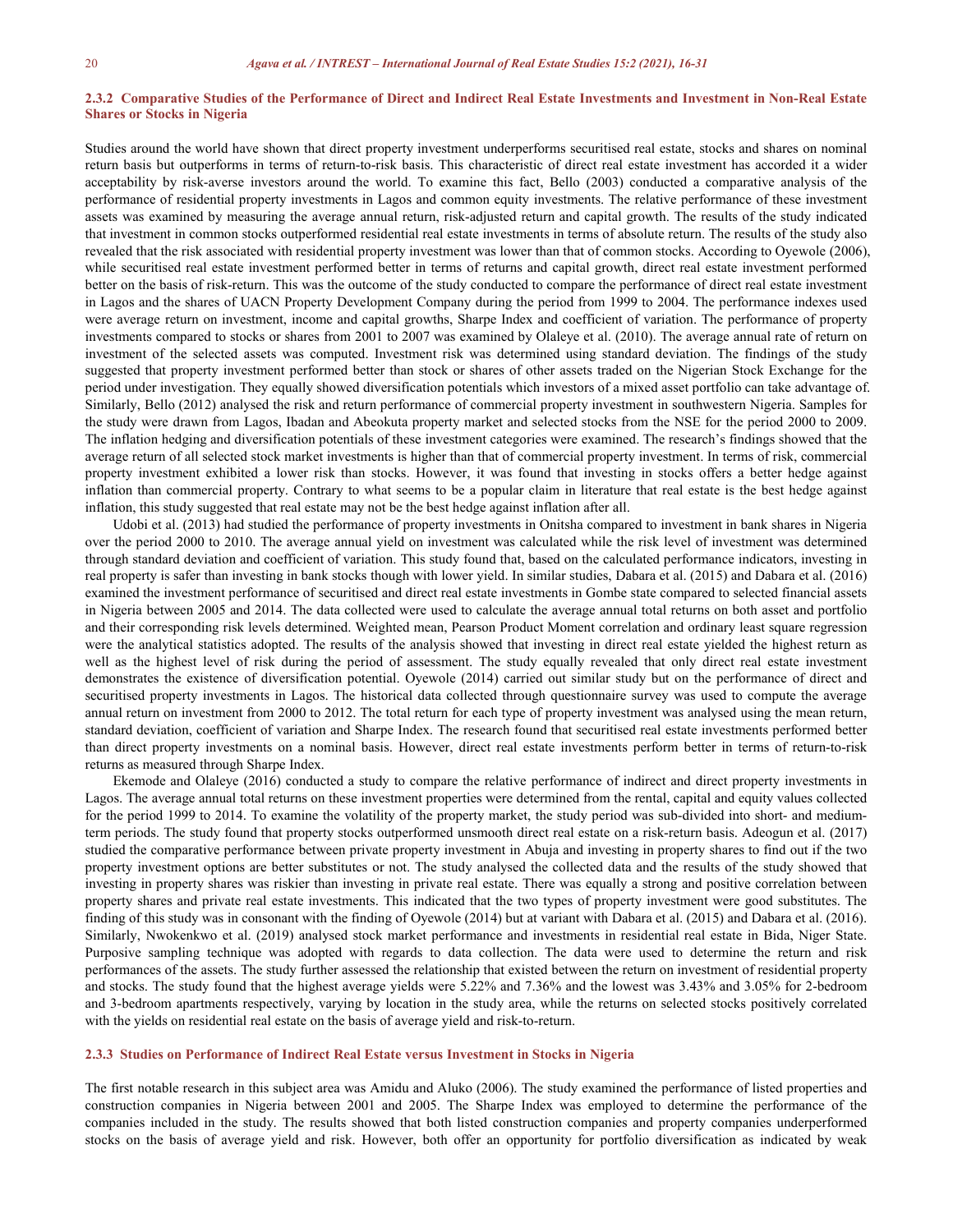#### 2.3.2 Comparative Studies of the Performance of Direct and Indirect Real Estate Investments and Investment in Non-Real Estate Shares or Stocks in Nigeria

Studies around the world have shown that direct property investment underperforms securitised real estate, stocks and shares on nominal return basis but outperforms in terms of return-to-risk basis. This characteristic of direct real estate investment has accorded it a wider acceptability by risk-averse investors around the world. To examine this fact, Bello (2003) conducted a comparative analysis of the performance of residential property investments in Lagos and common equity investments. The relative performance of these investment assets was examined by measuring the average annual return, risk-adjusted return and capital growth. The results of the study indicated that investment in common stocks outperformed residential real estate investments in terms of absolute return. The results of the study also revealed that the risk associated with residential property investment was lower than that of common stocks. According to Oyewole (2006), while securitised real estate investment performed better in terms of returns and capital growth, direct real estate investment performed better on the basis of risk-return. This was the outcome of the study conducted to compare the performance of direct real estate investment in Lagos and the shares of UACN Property Development Company during the period from 1999 to 2004. The performance indexes used were average return on investment, income and capital growths, Sharpe Index and coefficient of variation. The performance of property investments compared to stocks or shares from 2001 to 2007 was examined by Olaleye et al. (2010). The average annual rate of return on investment of the selected assets was computed. Investment risk was determined using standard deviation. The findings of the study suggested that property investment performed better than stock or shares of other assets traded on the Nigerian Stock Exchange for the period under investigation. They equally showed diversification potentials which investors of a mixed asset portfolio can take advantage of. Similarly, Bello (2012) analysed the risk and return performance of commercial property investment in southwestern Nigeria. Samples for the study were drawn from Lagos, Ibadan and Abeokuta property market and selected stocks from the NSE for the period 2000 to 2009. The inflation hedging and diversification potentials of these investment categories were examined. The research's findings showed that the average return of all selected stock market investments is higher than that of commercial property investment. In terms of risk, commercial property investment exhibited a lower risk than stocks. However, it was found that investing in stocks offers a better hedge against inflation than commercial property. Contrary to what seems to be a popular claim in literature that real estate is the best hedge against inflation, this study suggested that real estate may not be the best hedge against inflation after all.

Udobi et al. (2013) had studied the performance of property investments in Onitsha compared to investment in bank shares in Nigeria over the period 2000 to 2010. The average annual yield on investment was calculated while the risk level of investment was determined through standard deviation and coefficient of variation. This study found that, based on the calculated performance indicators, investing in real property is safer than investing in bank stocks though with lower yield. In similar studies, Dabara et al. (2015) and Dabara et al. (2016) examined the investment performance of securitised and direct real estate investments in Gombe state compared to selected financial assets in Nigeria between 2005 and 2014. The data collected were used to calculate the average annual total returns on both asset and portfolio and their corresponding risk levels determined. Weighted mean, Pearson Product Moment correlation and ordinary least square regression were the analytical statistics adopted. The results of the analysis showed that investing in direct real estate yielded the highest return as well as the highest level of risk during the period of assessment. The study equally revealed that only direct real estate investment demonstrates the existence of diversification potential. Oyewole (2014) carried out similar study but on the performance of direct and securitised property investments in Lagos. The historical data collected through questionnaire survey was used to compute the average annual return on investment from 2000 to 2012. The total return for each type of property investment was analysed using the mean return, standard deviation, coefficient of variation and Sharpe Index. The research found that securitised real estate investments performed better than direct property investments on a nominal basis. However, direct real estate investments perform better in terms of return-to-risk returns as measured through Sharpe Index.

Ekemode and Olaleye (2016) conducted a study to compare the relative performance of indirect and direct property investments in Lagos. The average annual total returns on these investment properties were determined from the rental, capital and equity values collected for the period 1999 to 2014. To examine the volatility of the property market, the study period was sub-divided into short- and medium-term periods. The study found that property stocks outperformed unsmooth direct real estate on a risk-return basis. Adeogun et al. (2017) studied the comparative performance between private property investment in Abuja and investing in property shares to find out if the two property investment options are better substitutes or not. The study analysed the collected data and the results of the study showed that investing in property shares was riskier than investing in private real estate. There was equally a strong and positive correlation between property shares and private real estate investments. This indicated that the two types of property investment were good substitutes. The finding of this study was in consonant with the finding of Oyewole (2014) but at variant with Dabara et al. (2015) and Dabara et al. (2016). Similarly, Nwokenkwo et al. (2019) analysed stock market performance and investments in residential real estate in Bida, Niger State. Purposive sampling technique was adopted with regards to data collection. The data were used to determine the return and risk performances of the assets. The study further assessed the relationship that existed between the return on investment of residential property and stocks. The study found that the highest average yields were 5.22% and 7.36% and the lowest was 3.43% and 3.05% for 2-bedroom and 3-bedroom apartments respectively, varying by location in the study area, while the returns on selected stocks positively correlated with the yields on residential real estate on the basis of average yield and risk-to-return.

#### 2.3.3 Studies on Performance of Indirect Real Estate versus Investment in Stocks in Nigeria

The first notable research in this subject area was Amidu and Aluko (2006). The study examined the performance of listed properties and construction companies in Nigeria between 2001 and 2005. The Sharpe Index was employed to determine the performance of the companies included in the study. The results showed that both listed construction companies and property companies underperformed stocks on the basis of average yield and risk. However, both offer an opportunity for portfolio diversification as indicated by weak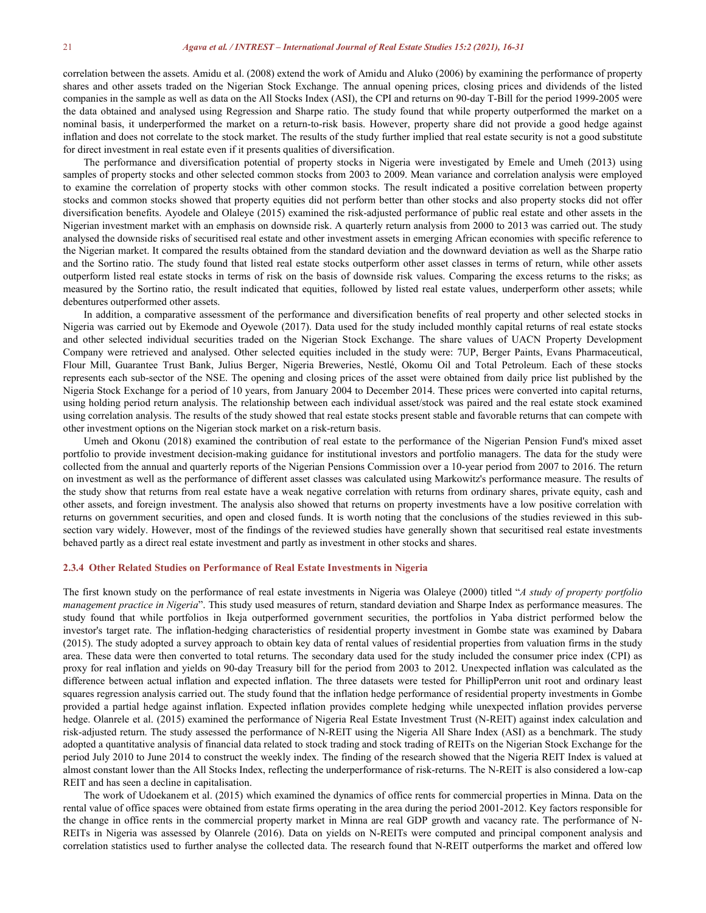correlation between the assets. Amidu et al. (2008) extend the work of Amidu and Aluko (2006) by examining the performance of property shares and other assets traded on the Nigerian Stock Exchange. The annual opening prices, closing prices and dividends of the listed companies in the sample as well as data on the All Stocks Index (ASI), the CPI and returns on 90-day T-Bill for the period 1999-2005 were the data obtained and analysed using Regression and Sharpe ratio. The study found that while property outperformed the market on a nominal basis, it underperformed the market on a return-to-risk basis. However, property share did not provide a good hedge against inflation and does not correlate to the stock market. The results of the study further implied that real estate security is not a good substitute for direct investment in real estate even if it presents qualities of diversification.

The performance and diversification potential of property stocks in Nigeria were investigated by Emele and Umeh (2013) using samples of property stocks and other selected common stocks from 2003 to 2009. Mean variance and correlation analysis were employed to examine the correlation of property stocks with other common stocks. The result indicated a positive correlation between property stocks and common stocks showed that property equities did not perform better than other stocks and also property stocks did not offer diversification benefits. Ayodele and Olaleye (2015) examined the risk-adjusted performance of public real estate and other assets in the Nigerian investment market with an emphasis on downside risk. A quarterly return analysis from 2000 to 2013 was carried out. The study analysed the downside risks of securitised real estate and other investment assets in emerging African economies with specific reference to the Nigerian market. It compared the results obtained from the standard deviation and the downward deviation as well as the Sharpe ratio and the Sortino ratio. The study found that listed real estate stocks outperform other asset classes in terms of return, while other assets outperform listed real estate stocks in terms of risk on the basis of downside risk values. Comparing the excess returns to the risks; as measured by the Sortino ratio, the result indicated that equities, followed by listed real estate values, underperform other assets; while debentures outperformed other assets.

In addition, a comparative assessment of the performance and diversification benefits of real property and other selected stocks in Nigeria was carried out by Ekemode and Oyewole (2017). Data used for the study included monthly capital returns of real estate stocks and other selected individual securities traded on the Nigerian Stock Exchange. The share values of UACN Property Development Company were retrieved and analysed. Other selected equities included in the study were: 7UP, Berger Paints, Evans Pharmaceutical, Flour Mill, Guarantee Trust Bank, Julius Berger, Nigeria Breweries, Nestlé, Okomu Oil and Total Petroleum. Each of these stocks represents each sub-sector of the NSE. The opening and closing prices of the asset were obtained from daily price list published by the Nigeria Stock Exchange for a period of 10 years, from January 2004 to December 2014. These prices were converted into capital returns, using holding period return analysis. The relationship between each individual asset/stock was paired and the real estate stock examined using correlation analysis. The results of the study showed that real estate stocks present stable and favorable returns that can compete with other investment options on the Nigerian stock market on a risk-return basis.

Umeh and Okonu (2018) examined the contribution of real estate to the performance of the Nigerian Pension Fund's mixed asset portfolio to provide investment decision-making guidance for institutional investors and portfolio managers. The data for the study were collected from the annual and quarterly reports of the Nigerian Pensions Commission over a 10-year period from 2007 to 2016. The return on investment as well as the performance of different asset classes was calculated using Markowitz's performance measure. The results of the study show that returns from real estate have a weak negative correlation with returns from ordinary shares, private equity, cash and other assets, and foreign investment. The analysis also showed that returns on property investments have a low positive correlation with returns on government securities, and open and closed funds. It is worth noting that the conclusions of the studies reviewed in this sub-section vary widely. However, most of the findings of the reviewed studies have generally shown that securitised real estate investments behaved partly as a direct real estate investment and partly as investment in other stocks and shares.

### 2.3.4 Other Related Studies on Performance of Real Estate Investments in Nigeria

The first known study on the performance of real estate investments in Nigeria was Olaleye (2000) titled "*A study of property portfolio management practice in Nigeria*". This study used measures of return, standard deviation and Sharpe Index as performance measures. The study found that while portfolios in Ikeja outperformed government securities, the portfolios in Yaba district performed below the investor's target rate. The inflation-hedging characteristics of residential property investment in Gombe state was examined by Dabara (2015). The study adopted a survey approach to obtain key data of rental values of residential properties from valuation firms in the study area. These data were then converted to total returns. The secondary data used for the study included the consumer price index (CPI) as proxy for real inflation and yields on 90-day Treasury bill for the period from 2003 to 2012. Unexpected inflation was calculated as the difference between actual inflation and expected inflation. The three datasets were tested for PhillipPerron unit root and ordinary least squares regression analysis carried out. The study found that the inflation hedge performance of residential property investments in Gombe provided a partial hedge against inflation. Expected inflation provides complete hedging while unexpected inflation provides perverse hedge. Olanrele et al. (2015) examined the performance of Nigeria Real Estate Investment Trust (N-REIT) against index calculation and risk-adjusted return. The study assessed the performance of N-REIT using the Nigeria All Share Index (ASI) as a benchmark. The study adopted a quantitative analysis of financial data related to stock trading and stock trading of REITs on the Nigerian Stock Exchange for the period July 2010 to June 2014 to construct the weekly index. The finding of the research showed that the Nigeria REIT Index is valued at almost constant lower than the All Stocks Index, reflecting the underperformance of risk-returns. The N-REIT is also considered a low-cap REIT and has seen a decline in capitalisation.

The work of Udoekanem et al. (2015) which examined the dynamics of office rents for commercial properties in Minna. Data on the rental value of office spaces were obtained from estate firms operating in the area during the period 2001-2012. Key factors responsible for the change in office rents in the commercial property market in Minna are real GDP growth and vacancy rate. The performance of N-REITs in Nigeria was assessed by Olanrele (2016). Data on yields on N-REITs were computed and principal component analysis and correlation statistics used to further analyse the collected data. The research found that N-REIT outperforms the market and offered low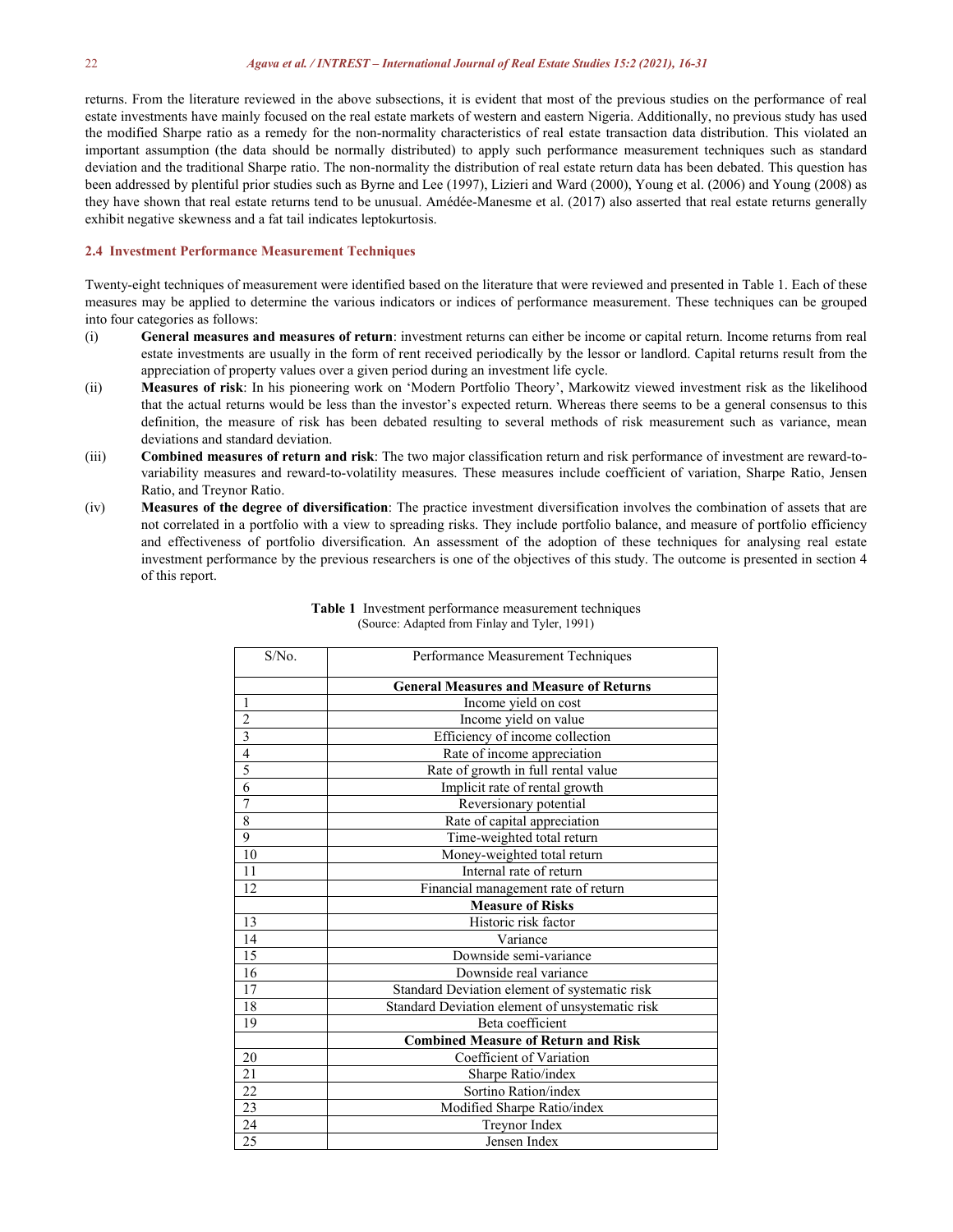returns. From the literature reviewed in the above subsections, it is evident that most of the previous studies on the performance of real estate investments have mainly focused on the real estate markets of western and eastern Nigeria. Additionally, no previous study has used the modified Sharpe ratio as a remedy for the non-normality characteristics of real estate transaction data distribution. This violated an important assumption (the data should be normally distributed) to apply such performance measurement techniques such as standard deviation and the traditional Sharpe ratio. The non-normality the distribution of real estate return data has been debated. This question has been addressed by plentiful prior studies such as Byrne and Lee (1997), Lizieri and Ward (2000), Young et al. (2006) and Young (2008) as they have shown that real estate returns tend to be unusual. Amédée-Manesme et al. (2017) also asserted that real estate returns generally exhibit negative skewness and a fat tail indicates leptokurtosis.

### 2.4 Investment Performance Measurement Techniques

Twenty-eight techniques of measurement were identified based on the literature that were reviewed and presented in Table 1. Each of these measures may be applied to determine the various indicators or indices of performance measurement. These techniques can be grouped into four categories as follows:

(i) **General measures and measures of return**: investment returns can either be income or capital return. Income returns from real estate investments are usually in the form of rent received periodically by the lessor or landlord. Capital returns result from the appreciation of property values over a given period during an investment life cycle.

(ii) **Measures of risk**: In his pioneering work on 'Modern Portfolio Theory', Markowitz viewed investment risk as the likelihood that the actual returns would be less than the investor's expected return. Whereas there seems to be a general consensus to this definition, the measure of risk has been debated resulting to several methods of risk measurement such as variance, mean deviations and standard deviation.

(iii) **Combined measures of return and risk**: The two major classification return and risk performance of investment are reward-to-variability measures and reward-to-volatility measures. These measures include coefficient of variation, Sharpe Ratio, Jensen Ratio, and Treynor Ratio.

(iv) **Measures of the degree of diversification**: The practice investment diversification involves the combination of assets that are not correlated in a portfolio with a view to spreading risks. They include portfolio balance, and measure of portfolio efficiency and effectiveness of portfolio diversification. An assessment of the adoption of these techniques for analysing real estate investment performance by the previous researchers is one of the objectives of this study. The outcome is presented in section 4 of this report.

**Table 1** Investment performance measurement techniques
(Source: Adapted from Finlay and Tyler, 1991)

| S/No. | Performance Measurement Techniques |
|---|---|
| | **General Measures and Measure of Returns** |
| 1 | Income yield on cost |
| 2 | Income yield on value |
| 3 | Efficiency of income collection |
| 4 | Rate of income appreciation |
| 5 | Rate of growth in full rental value |
| 6 | Implicit rate of rental growth |
| 7 | Reversionary potential |
| 8 | Rate of capital appreciation |
| 9 | Time-weighted total return |
| 10 | Money-weighted total return |
| 11 | Internal rate of return |
| 12 | Financial management rate of return |
| | **Measure of Risks** |
| 13 | Historic risk factor |
| 14 | Variance |
| 15 | Downside semi-variance |
| 16 | Downside real variance |
| 17 | Standard Deviation element of systematic risk |
| 18 | Standard Deviation element of unsystematic risk |
| 19 | Beta coefficient |
| | **Combined Measure of Return and Risk** |
| 20 | Coefficient of Variation |
| 21 | Sharpe Ratio/index |
| 22 | Sortino Ration/index |
| 23 | Modified Sharpe Ratio/index |
| 24 | Treynor Index |
| 25 | Jensen Index |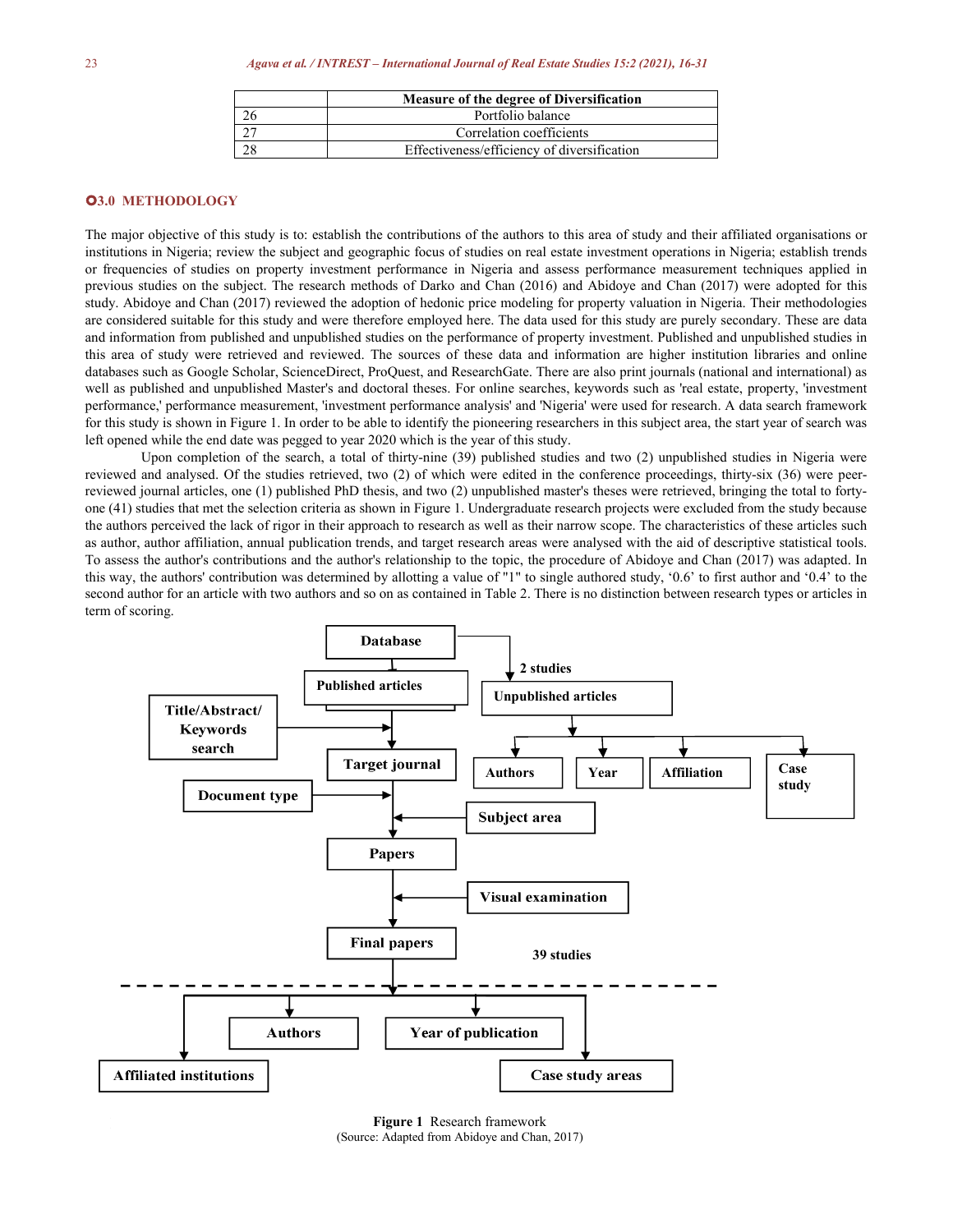| | Measure of the degree of Diversification |
|---|---|
| 26 | Portfolio balance |
| 27 | Correlation coefficients |
| 28 | Effectiveness/efficiency of diversification |

## 3.0 METHODOLOGY

The major objective of this study is to: establish the contributions of the authors to this area of study and their affiliated organisations or institutions in Nigeria; review the subject and geographic focus of studies on real estate investment operations in Nigeria; establish trends or frequencies of studies on property investment performance in Nigeria and assess performance measurement techniques applied in previous studies on the subject. The research methods of Darko and Chan (2016) and Abidoye and Chan (2017) were adopted for this study. Abidoye and Chan (2017) reviewed the adoption of hedonic price modeling for property valuation in Nigeria. Their methodologies are considered suitable for this study and were therefore employed here. The data used for this study are purely secondary. These are data and information from published and unpublished studies on the performance of property investment. Published and unpublished studies in this area of study were retrieved and reviewed. The sources of these data and information are higher institution libraries and online databases such as Google Scholar, ScienceDirect, ProQuest, and ResearchGate. There are also print journals (national and international) as well as published and unpublished Master's and doctoral theses. For online searches, keywords such as 'real estate, property, 'investment performance,' performance measurement, 'investment performance analysis' and 'Nigeria' were used for research. A data search framework for this study is shown in Figure 1. In order to be able to identify the pioneering researchers in this subject area, the start year of search was left opened while the end date was pegged to year 2020 which is the year of this study.

Upon completion of the search, a total of thirty-nine (39) published studies and two (2) unpublished studies in Nigeria were reviewed and analysed. Of the studies retrieved, two (2) of which were edited in the conference proceedings, thirty-six (36) were peer-reviewed journal articles, one (1) published PhD thesis, and two (2) unpublished master's theses were retrieved, bringing the total to forty-one (41) studies that met the selection criteria as shown in Figure 1. Undergraduate research projects were excluded from the study because the authors perceived the lack of rigor in their approach to research as well as their narrow scope. The characteristics of these articles such as author, author affiliation, annual publication trends, and target research areas were analysed with the aid of descriptive statistical tools. To assess the author's contributions and the author's relationship to the topic, the procedure of Abidoye and Chan (2017) was adapted. In this way, the authors' contribution was determined by allotting a value of "1" to single authored study, '0.6' to first author and '0.4' to the second author for an article with two authors and so on as contained in Table 2. There is no distinction between research types or articles in term of scoring.

Database → Published articles; Database → 2 studies → Unpublished articles → Authors, Year, Affiliation, Case study

Title/Abstract/Keywords search → Target journal; Document type →; Subject area →; Papers; Visual examination →; Final papers — 39 studies

Authors, Year of publication, Affiliated institutions, Case study areas

**Figure 1** Research framework
(Source: Adapted from Abidoye and Chan, 2017)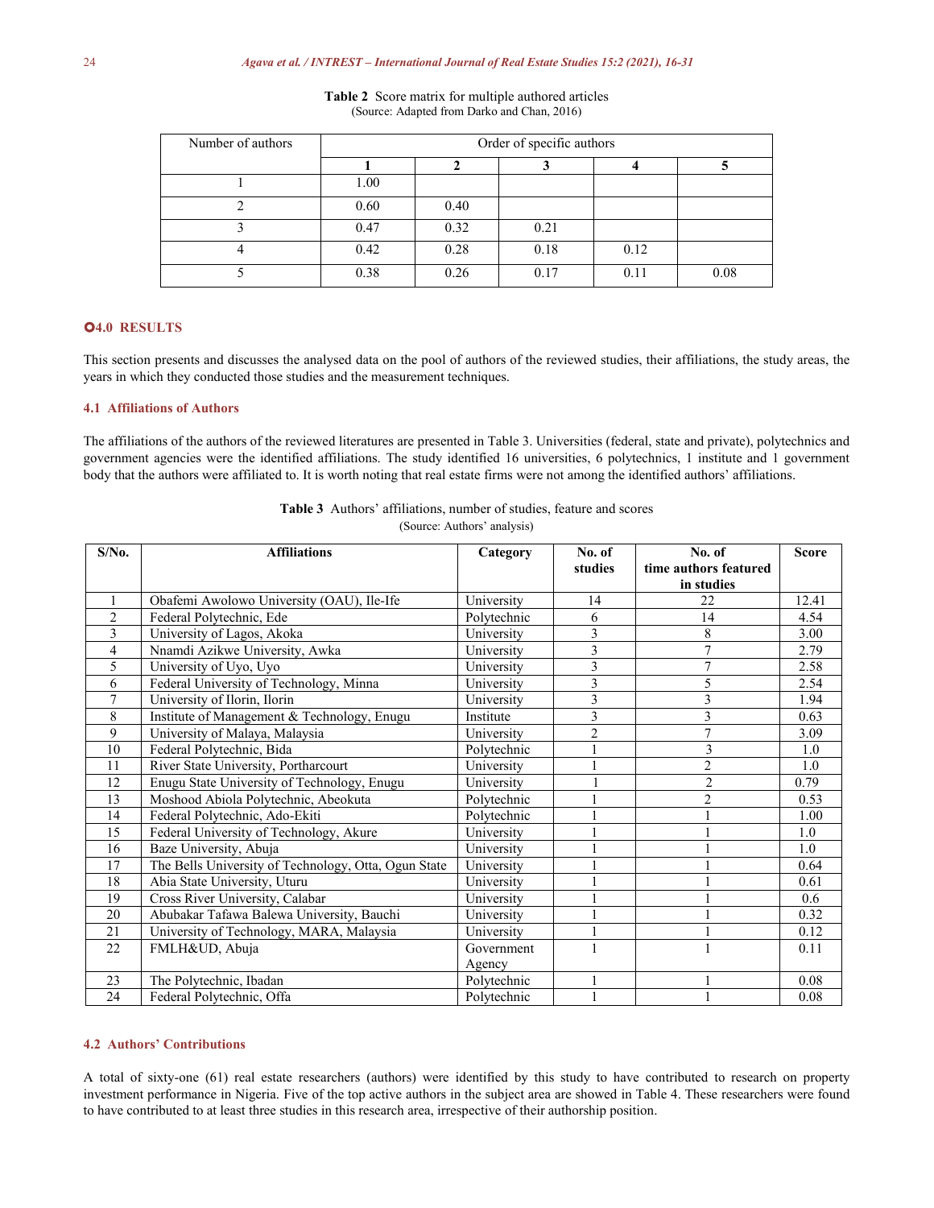**Table 2** Score matrix for multiple authored articles
(Source: Adapted from Darko and Chan, 2016)

| Number of authors | Order of specific authors | | | | |
|---|---|---|---|---|---|
| | **1** | **2** | **3** | **4** | **5** |
| 1 | 1.00 | | | | |
| 2 | 0.60 | 0.40 | | | |
| 3 | 0.47 | 0.32 | 0.21 | | |
| 4 | 0.42 | 0.28 | 0.18 | 0.12 | |
| 5 | 0.38 | 0.26 | 0.17 | 0.11 | 0.08 |

## 4.0 RESULTS

This section presents and discusses the analysed data on the pool of authors of the reviewed studies, their affiliations, the study areas, the years in which they conducted those studies and the measurement techniques.

### 4.1 Affiliations of Authors

The affiliations of the authors of the reviewed literatures are presented in Table 3. Universities (federal, state and private), polytechnics and government agencies were the identified affiliations. The study identified 16 universities, 6 polytechnics, 1 institute and 1 government body that the authors were affiliated to. It is worth noting that real estate firms were not among the identified authors' affiliations.

**Table 3** Authors' affiliations, number of studies, feature and scores
(Source: Authors' analysis)

| S/No. | Affiliations | Category | No. of studies | No. of time authors featured in studies | Score |
|---|---|---|---|---|---|
| 1 | Obafemi Awolowo University (OAU), Ile-Ife | University | 14 | 22 | 12.41 |
| 2 | Federal Polytechnic, Ede | Polytechnic | 6 | 14 | 4.54 |
| 3 | University of Lagos, Akoka | University | 3 | 8 | 3.00 |
| 4 | Nnamdi Azikwe University, Awka | University | 3 | 7 | 2.79 |
| 5 | University of Uyo, Uyo | University | 3 | 7 | 2.58 |
| 6 | Federal University of Technology, Minna | University | 3 | 5 | 2.54 |
| 7 | University of Ilorin, Ilorin | University | 3 | 3 | 1.94 |
| 8 | Institute of Management & Technology, Enugu | Institute | 3 | 3 | 0.63 |
| 9 | University of Malaya, Malaysia | University | 2 | 7 | 3.09 |
| 10 | Federal Polytechnic, Bida | Polytechnic | 1 | 3 | 1.0 |
| 11 | River State University, Portharcourt | University | 1 | 2 | 1.0 |
| 12 | Enugu State University of Technology, Enugu | University | 1 | 2 | 0.79 |
| 13 | Moshood Abiola Polytechnic, Abeokuta | Polytechnic | 1 | 2 | 0.53 |
| 14 | Federal Polytechnic, Ado-Ekiti | Polytechnic | 1 | 1 | 1.00 |
| 15 | Federal University of Technology, Akure | University | 1 | 1 | 1.0 |
| 16 | Baze University, Abuja | University | 1 | 1 | 1.0 |
| 17 | The Bells University of Technology, Otta, Ogun State | University | 1 | 1 | 0.64 |
| 18 | Abia State University, Uturu | University | 1 | 1 | 0.61 |
| 19 | Cross River University, Calabar | University | 1 | 1 | 0.6 |
| 20 | Abubakar Tafawa Balewa University, Bauchi | University | 1 | 1 | 0.32 |
| 21 | University of Technology, MARA, Malaysia | University | 1 | 1 | 0.12 |
| 22 | FMLH&UD, Abuja | Government Agency | 1 | 1 | 0.11 |
| 23 | The Polytechnic, Ibadan | Polytechnic | 1 | 1 | 0.08 |
| 24 | Federal Polytechnic, Offa | Polytechnic | 1 | 1 | 0.08 |

### 4.2 Authors' Contributions

A total of sixty-one (61) real estate researchers (authors) were identified by this study to have contributed to research on property investment performance in Nigeria. Five of the top active authors in the subject area are showed in Table 4. These researchers were found to have contributed to at least three studies in this research area, irrespective of their authorship position.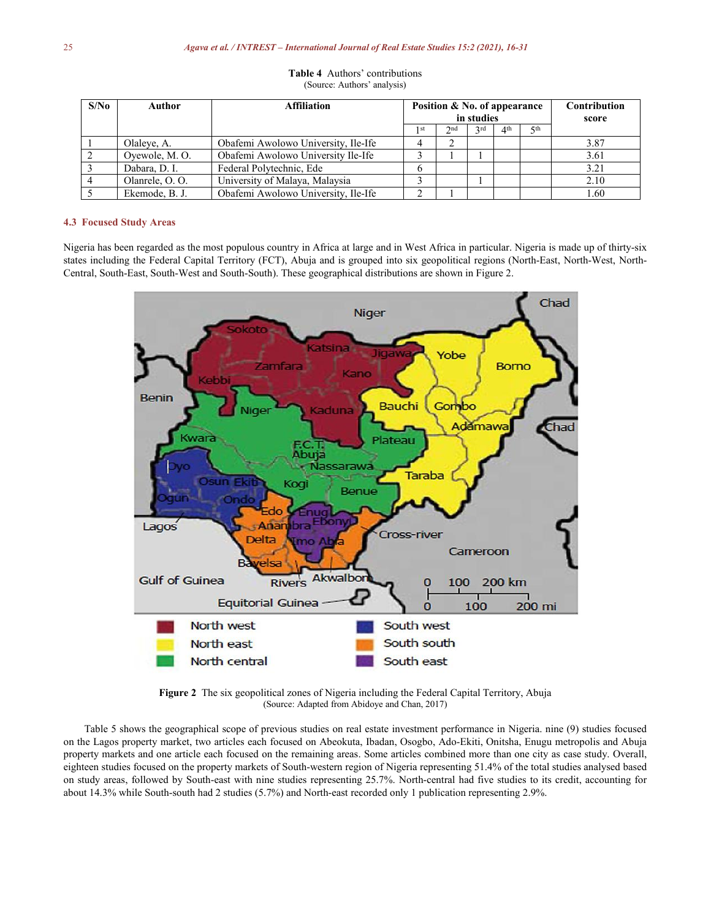**Table 4** Authors' contributions
(Source: Authors' analysis)

| S/No | Author | Affiliation | Position & No. of appearance in studies | | | | | Contribution score |
|---|---|---|---|---|---|---|---|---|
| | | | 1st | 2nd | 3rd | 4th | 5th | |
| 1 | Olaleye, A. | Obafemi Awolowo University, Ile-Ife | 4 | 2 | | | | 3.87 |
| 2 | Oyewole, M. O. | Obafemi Awolowo University Ile-Ife | 3 | 1 | 1 | | | 3.61 |
| 3 | Dabara, D. I. | Federal Polytechnic, Ede | 6 | | | | | 3.21 |
| 4 | Olanrele, O. O. | University of Malaya, Malaysia | 3 | | 1 | | | 2.10 |
| 5 | Ekemode, B. J. | Obafemi Awolowo University, Ile-Ife | 2 | 1 | | | | 1.60 |

### 4.3 Focused Study Areas

Nigeria has been regarded as the most populous country in Africa at large and in West Africa in particular. Nigeria is made up of thirty-six states including the Federal Capital Territory (FCT), Abuja and is grouped into six geopolitical regions (North-East, North-West, North-Central, South-East, South-West and South-South). These geographical distributions are shown in Figure 2.

**Figure 2** The six geopolitical zones of Nigeria including the Federal Capital Territory, Abuja
(Source: Adapted from Abidoye and Chan, 2017)

Table 5 shows the geographical scope of previous studies on real estate investment performance in Nigeria. nine (9) studies focused on the Lagos property market, two articles each focused on Abeokuta, Ibadan, Osogbo, Ado-Ekiti, Onitsha, Enugu metropolis and Abuja property markets and one article each focused on the remaining areas. Some articles combined more than one city as case study. Overall, eighteen studies focused on the property markets of South-western region of Nigeria representing 51.4% of the total studies analysed based on study areas, followed by South-east with nine studies representing 25.7%. North-central had five studies to its credit, accounting for about 14.3% while South-south had 2 studies (5.7%) and North-east recorded only 1 publication representing 2.9%.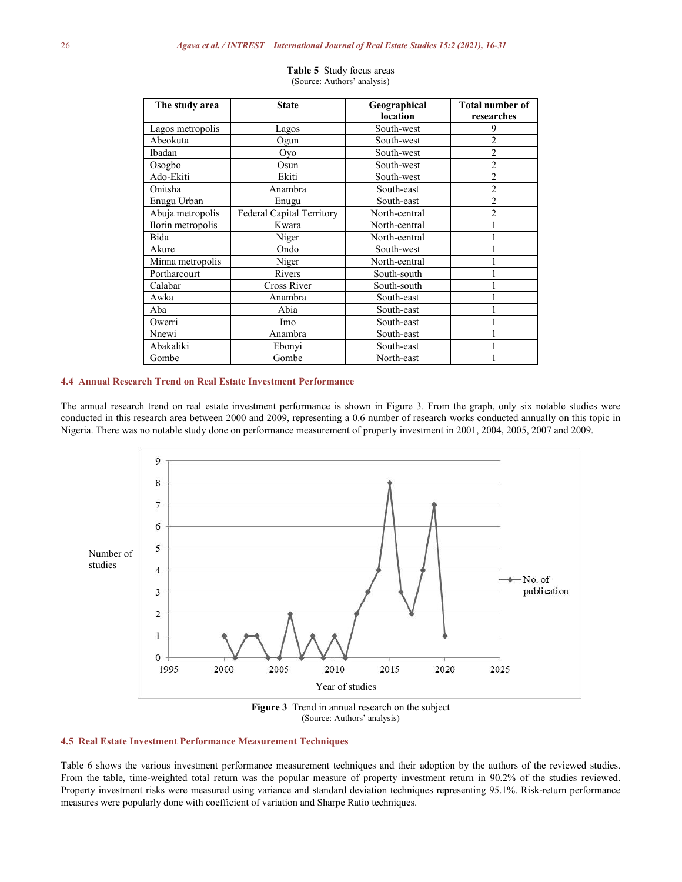**Table 5** Study focus areas
(Source: Authors' analysis)

| The study area | State | Geographical location | Total number of researches |
|---|---|---|---|
| Lagos metropolis | Lagos | South-west | 9 |
| Abeokuta | Ogun | South-west | 2 |
| Ibadan | Oyo | South-west | 2 |
| Osogbo | Osun | South-west | 2 |
| Ado-Ekiti | Ekiti | South-west | 2 |
| Onitsha | Anambra | South-east | 2 |
| Enugu Urban | Enugu | South-east | 2 |
| Abuja metropolis | Federal Capital Territory | North-central | 2 |
| Ilorin metropolis | Kwara | North-central | 1 |
| Bida | Niger | North-central | 1 |
| Akure | Ondo | South-west | 1 |
| Minna metropolis | Niger | North-central | 1 |
| Portharcourt | Rivers | South-south | 1 |
| Calabar | Cross River | South-south | 1 |
| Awka | Anambra | South-east | 1 |
| Aba | Abia | South-east | 1 |
| Owerri | Imo | South-east | 1 |
| Nnewi | Anambra | South-east | 1 |
| Abakaliki | Ebonyi | South-east | 1 |
| Gombe | Gombe | North-east | 1 |

### 4.4 Annual Research Trend on Real Estate Investment Performance

The annual research trend on real estate investment performance is shown in Figure 3. From the graph, only six notable studies were conducted in this research area between 2000 and 2009, representing a 0.6 number of research works conducted annually on this topic in Nigeria. There was no notable study done on performance measurement of property investment in 2001, 2004, 2005, 2007 and 2009.

**Figure 3** Trend in annual research on the subject
(Source: Authors' analysis)

### 4.5 Real Estate Investment Performance Measurement Techniques

Table 6 shows the various investment performance measurement techniques and their adoption by the authors of the reviewed studies. From the table, time-weighted total return was the popular measure of property investment return in 90.2% of the studies reviewed. Property investment risks were measured using variance and standard deviation techniques representing 95.1%. Risk-return performance measures were popularly done with coefficient of variation and Sharpe Ratio techniques.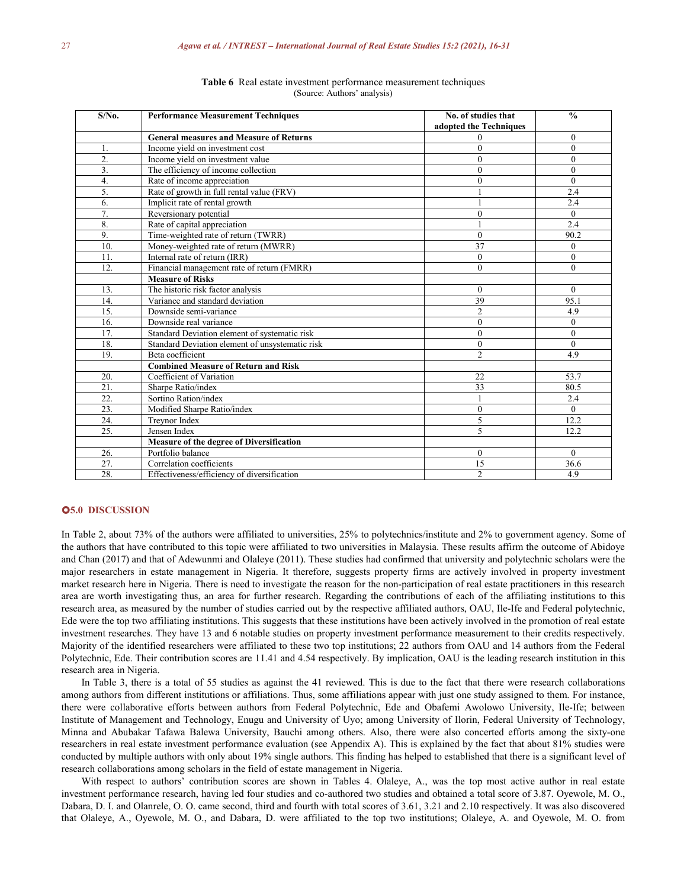**Table 6** Real estate investment performance measurement techniques
(Source: Authors' analysis)

| S/No. | Performance Measurement Techniques | No. of studies that adopted the Techniques | % |
|---|---|---|---|
| | **General measures and Measure of Returns** | 0 | 0 |
| 1. | Income yield on investment cost | 0 | 0 |
| 2. | Income yield on investment value | 0 | 0 |
| 3. | The efficiency of income collection | 0 | 0 |
| 4. | Rate of income appreciation | 0 | 0 |
| 5. | Rate of growth in full rental value (FRV) | 1 | 2.4 |
| 6. | Implicit rate of rental growth | 1 | 2.4 |
| 7. | Reversionary potential | 0 | 0 |
| 8. | Rate of capital appreciation | 1 | 2.4 |
| 9. | Time-weighted rate of return (TWRR) | 0 | 90.2 |
| 10. | Money-weighted rate of return (MWRR) | 37 | 0 |
| 11. | Internal rate of return (IRR) | 0 | 0 |
| 12. | Financial management rate of return (FMRR) | 0 | 0 |
| | **Measure of Risks** | | |
| 13. | The historic risk factor analysis | 0 | 0 |
| 14. | Variance and standard deviation | 39 | 95.1 |
| 15. | Downside semi-variance | 2 | 4.9 |
| 16. | Downside real variance | 0 | 0 |
| 17. | Standard Deviation element of systematic risk | 0 | 0 |
| 18. | Standard Deviation element of unsystematic risk | 0 | 0 |
| 19. | Beta coefficient | 2 | 4.9 |
| | **Combined Measure of Return and Risk** | | |
| 20. | Coefficient of Variation | 22 | 53.7 |
| 21. | Sharpe Ratio/index | 33 | 80.5 |
| 22. | Sortino Ration/index | 1 | 2.4 |
| 23. | Modified Sharpe Ratio/index | 0 | 0 |
| 24. | Treynor Index | 5 | 12.2 |
| 25. | Jensen Index | 5 | 12.2 |
| | **Measure of the degree of Diversification** | | |
| 26. | Portfolio balance | 0 | 0 |
| 27. | Correlation coefficients | 15 | 36.6 |
| 28. | Effectiveness/efficiency of diversification | 2 | 4.9 |

## 5.0 DISCUSSION

In Table 2, about 73% of the authors were affiliated to universities, 25% to polytechnics/institute and 2% to government agency. Some of the authors that have contributed to this topic were affiliated to two universities in Malaysia. These results affirm the outcome of Abidoye and Chan (2017) and that of Adewunmi and Olaleye (2011). These studies had confirmed that university and polytechnic scholars were the major researchers in estate management in Nigeria. It therefore, suggests property firms are actively involved in property investment market research here in Nigeria. There is need to investigate the reason for the non-participation of real estate practitioners in this research area are worth investigating thus, an area for further research. Regarding the contributions of each of the affiliating institutions to this research area, as measured by the number of studies carried out by the respective affiliated authors, OAU, Ile-Ife and Federal polytechnic, Ede were the top two affiliating institutions. This suggests that these institutions have been actively involved in the promotion of real estate investment researches. They have 13 and 6 notable studies on property investment performance measurement to their credits respectively. Majority of the identified researchers were affiliated to these two top institutions; 22 authors from OAU and 14 authors from the Federal Polytechnic, Ede. Their contribution scores are 11.41 and 4.54 respectively. By implication, OAU is the leading research institution in this research area in Nigeria.

In Table 3, there is a total of 55 studies as against the 41 reviewed. This is due to the fact that there were research collaborations among authors from different institutions or affiliations. Thus, some affiliations appear with just one study assigned to them. For instance, there were collaborative efforts between authors from Federal Polytechnic, Ede and Obafemi Awolowo University, Ile-Ife; between Institute of Management and Technology, Enugu and University of Uyo; among University of Ilorin, Federal University of Technology, Minna and Abubakar Tafawa Balewa University, Bauchi among others. Also, there were also concerted efforts among the sixty-one researchers in real estate investment performance evaluation (see Appendix A). This is explained by the fact that about 81% studies were conducted by multiple authors with only about 19% single authors. This finding has helped to established that there is a significant level of research collaborations among scholars in the field of estate management in Nigeria.

With respect to authors' contribution scores are shown in Tables 4. Olaleye, A., was the top most active author in real estate investment performance research, having led four studies and co-authored two studies and obtained a total score of 3.87. Oyewole, M. O., Dabara, D. I. and Olanrele, O. O. came second, third and fourth with total scores of 3.61, 3.21 and 2.10 respectively. It was also discovered that Olaleye, A., Oyewole, M. O., and Dabara, D. were affiliated to the top two institutions; Olaleye, A. and Oyewole, M. O. from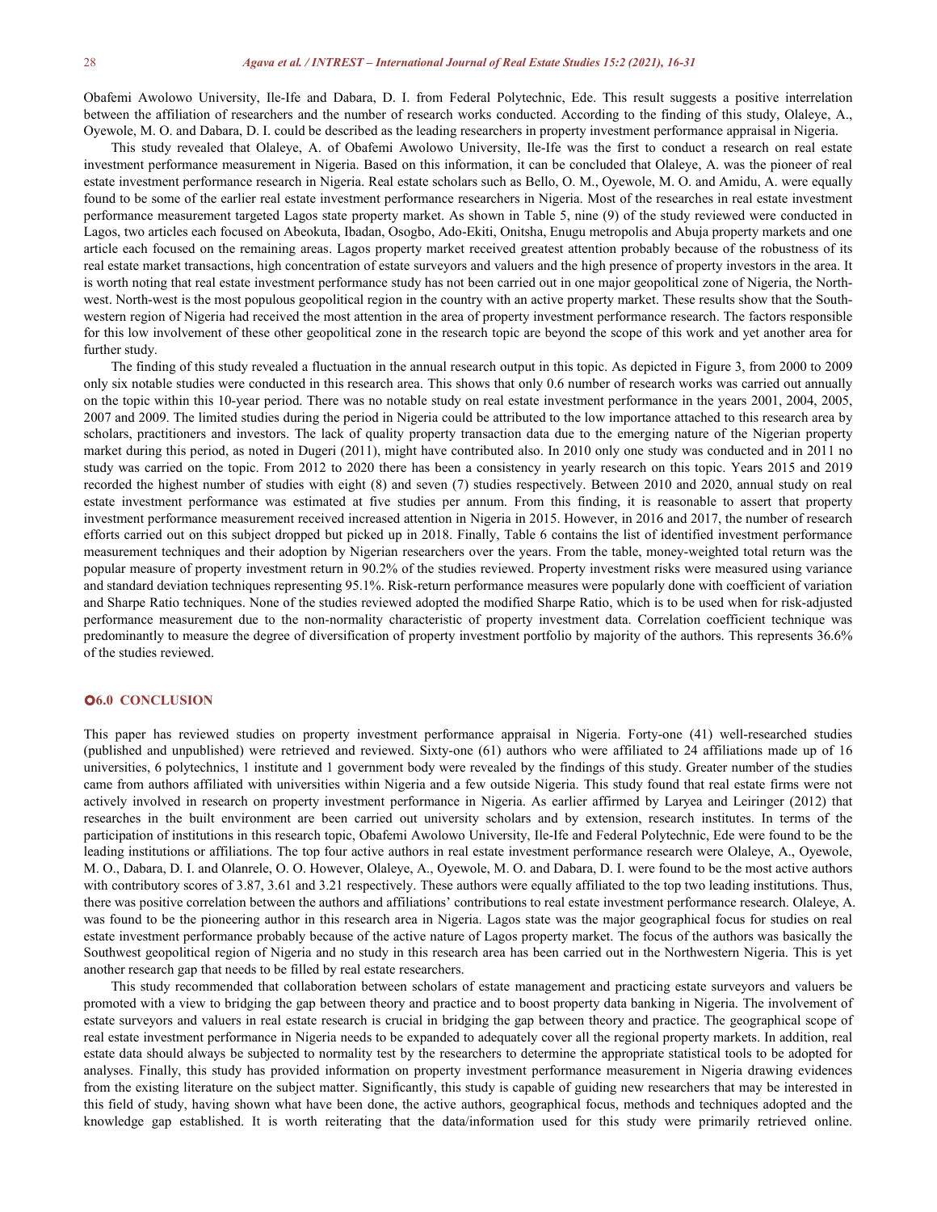Obafemi Awolowo University, Ile-Ife and Dabara, D. I. from Federal Polytechnic, Ede. This result suggests a positive interrelation between the affiliation of researchers and the number of research works conducted. According to the finding of this study, Olaleye, A., Oyewole, M. O. and Dabara, D. I. could be described as the leading researchers in property investment performance appraisal in Nigeria.

This study revealed that Olaleye, A. of Obafemi Awolowo University, Ile-Ife was the first to conduct a research on real estate investment performance measurement in Nigeria. Based on this information, it can be concluded that Olaleye, A. was the pioneer of real estate investment performance research in Nigeria. Real estate scholars such as Bello, O. M., Oyewole, M. O. and Amidu, A. were equally found to be some of the earlier real estate investment performance researchers in Nigeria. Most of the researches in real estate investment performance measurement targeted Lagos state property market. As shown in Table 5, nine (9) of the study reviewed were conducted in Lagos, two articles each focused on Abeokuta, Ibadan, Osogbo, Ado-Ekiti, Onitsha, Enugu metropolis and Abuja property markets and one article each focused on the remaining areas. Lagos property market received greatest attention probably because of the robustness of its real estate market transactions, high concentration of estate surveyors and valuers and the high presence of property investors in the area. It is worth noting that real estate investment performance study has not been carried out in one major geopolitical zone of Nigeria, the North-west. North-west is the most populous geopolitical region in the country with an active property market. These results show that the South-western region of Nigeria had received the most attention in the area of property investment performance research. The factors responsible for this low involvement of these other geopolitical zone in the research topic are beyond the scope of this work and yet another area for further study.

The finding of this study revealed a fluctuation in the annual research output in this topic. As depicted in Figure 3, from 2000 to 2009 only six notable studies were conducted in this research area. This shows that only 0.6 number of research works was carried out annually on the topic within this 10-year period. There was no notable study on real estate investment performance in the years 2001, 2004, 2005, 2007 and 2009. The limited studies during the period in Nigeria could be attributed to the low importance attached to this research area by scholars, practitioners and investors. The lack of quality property transaction data due to the emerging nature of the Nigerian property market during this period, as noted in Dugeri (2011), might have contributed also. In 2010 only one study was conducted and in 2011 no study was carried on the topic. From 2012 to 2020 there has been a consistency in yearly research on this topic. Years 2015 and 2019 recorded the highest number of studies with eight (8) and seven (7) studies respectively. Between 2010 and 2020, annual study on real estate investment performance was estimated at five studies per annum. From this finding, it is reasonable to assert that property investment performance measurement received increased attention in Nigeria in 2015. However, in 2016 and 2017, the number of research efforts carried out on this subject dropped but picked up in 2018. Finally, Table 6 contains the list of identified investment performance measurement techniques and their adoption by Nigerian researchers over the years. From the table, money-weighted total return was the popular measure of property investment return in 90.2% of the studies reviewed. Property investment risks were measured using variance and standard deviation techniques representing 95.1%. Risk-return performance measures were popularly done with coefficient of variation and Sharpe Ratio techniques. None of the studies reviewed adopted the modified Sharpe Ratio, which is to be used when for risk-adjusted performance measurement due to the non-normality characteristic of property investment data. Correlation coefficient technique was predominantly to measure the degree of diversification of property investment portfolio by majority of the authors. This represents 36.6% of the studies reviewed.

## 6.0 CONCLUSION

This paper has reviewed studies on property investment performance appraisal in Nigeria. Forty-one (41) well-researched studies (published and unpublished) were retrieved and reviewed. Sixty-one (61) authors who were affiliated to 24 affiliations made up of 16 universities, 6 polytechnics, 1 institute and 1 government body were revealed by the findings of this study. Greater number of the studies came from authors affiliated with universities within Nigeria and a few outside Nigeria. This study found that real estate firms were not actively involved in research on property investment performance in Nigeria. As earlier affirmed by Laryea and Leiringer (2012) that researches in the built environment are been carried out university scholars and by extension, research institutes. In terms of the participation of institutions in this research topic, Obafemi Awolowo University, Ile-Ife and Federal Polytechnic, Ede were found to be the leading institutions or affiliations. The top four active authors in real estate investment performance research were Olaleye, A., Oyewole, M. O., Dabara, D. I. and Olanrele, O. O. However, Olaleye, A., Oyewole, M. O. and Dabara, D. I. were found to be the most active authors with contributory scores of 3.87, 3.61 and 3.21 respectively. These authors were equally affiliated to the top two leading institutions. Thus, there was positive correlation between the authors and affiliations' contributions to real estate investment performance research. Olaleye, A. was found to be the pioneering author in this research area in Nigeria. Lagos state was the major geographical focus for studies on real estate investment performance probably because of the active nature of Lagos property market. The focus of the authors was basically the Southwest geopolitical region of Nigeria and no study in this research area has been carried out in the Northwestern Nigeria. This is yet another research gap that needs to be filled by real estate researchers.

This study recommended that collaboration between scholars of estate management and practicing estate surveyors and valuers be promoted with a view to bridging the gap between theory and practice and to boost property data banking in Nigeria. The involvement of estate surveyors and valuers in real estate research is crucial in bridging the gap between theory and practice. The geographical scope of real estate investment performance in Nigeria needs to be expanded to adequately cover all the regional property markets. In addition, real estate data should always be subjected to normality test by the researchers to determine the appropriate statistical tools to be adopted for analyses. Finally, this study has provided information on property investment performance measurement in Nigeria drawing evidences from the existing literature on the subject matter. Significantly, this study is capable of guiding new researchers that may be interested in this field of study, having shown what have been done, the active authors, geographical focus, methods and techniques adopted and the knowledge gap established. It is worth reiterating that the data/information used for this study were primarily retrieved online.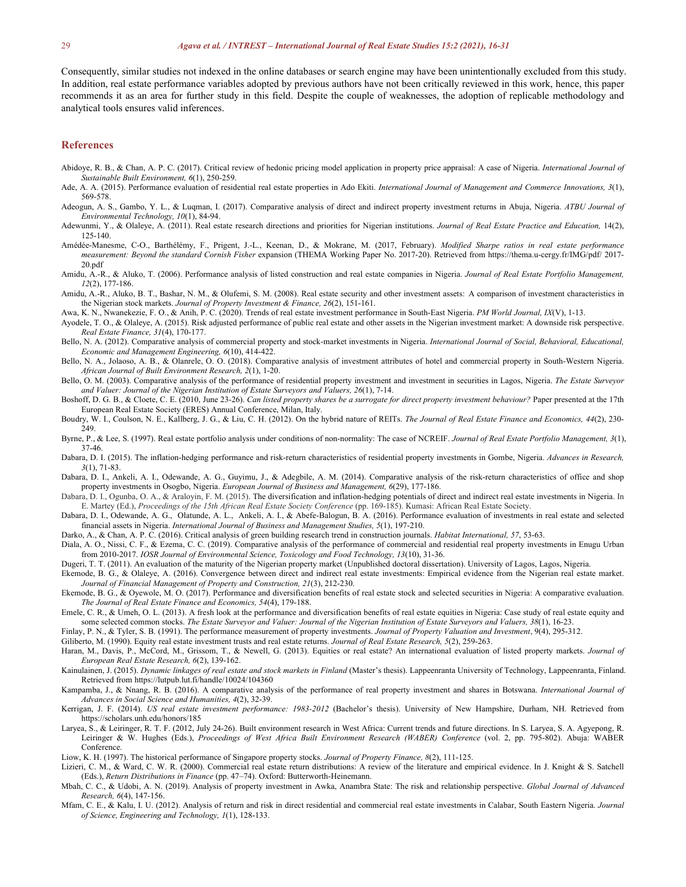Consequently, similar studies not indexed in the online databases or search engine may have been unintentionally excluded from this study. In addition, real estate performance variables adopted by previous authors have not been critically reviewed in this work, hence, this paper recommends it as an area for further study in this field. Despite the couple of weaknesses, the adoption of replicable methodology and analytical tools ensures valid inferences.

## References

Abidoye, R. B., & Chan, A. P. C. (2017). Critical review of hedonic pricing model application in property price appraisal: A case of Nigeria. *International Journal of Sustainable Built Environment, 6*(1), 250-259.

Ade, A. A. (2015). Performance evaluation of residential real estate properties in Ado Ekiti. *International Journal of Management and Commerce Innovations, 3*(1), 569-578.

Adeogun, A. S., Gambo, Y. L., & Luqman, I. (2017). Comparative analysis of direct and indirect property investment returns in Abuja, Nigeria. *ATBU Journal of Environmental Technology, 10*(1), 84-94.

Adewunmi, Y., & Olaleye, A. (2011). Real estate research directions and priorities for Nigerian institutions. *Journal of Real Estate Practice and Education,* 14(2), 125-140.

Amédée-Manesme, C-O., Barthélémy, F., Prigent, J.-L., Keenan, D., & Mokrane, M. (2017, February). *Modified Sharpe ratios in real estate performance measurement: Beyond the standard Cornish Fisher* expansion (THEMA Working Paper No. 2017-20). Retrieved from https://thema.u-cergy.fr/IMG/pdf/ 2017-20.pdf

Amidu, A.-R., & Aluko, T. (2006). Performance analysis of listed construction and real estate companies in Nigeria. *Journal of Real Estate Portfolio Management, 12*(2), 177-186.

Amidu, A.-R., Aluko, B. T., Bashar, N. M., & Olufemi, S. M. (2008). Real estate security and other investment assets: A comparison of investment characteristics in the Nigerian stock markets. *Journal of Property Investment & Finance, 26*(2), 151-161.

Awa, K. N., Nwanekezie, F. O., & Anih, P. C. (2020). Trends of real estate investment performance in South-East Nigeria. *PM World Journal, IX*(V), 1-13.

Ayodele, T. O., & Olaleye, A. (2015). Risk adjusted performance of public real estate and other assets in the Nigerian investment market: A downside risk perspective. *Real Estate Finance, 31*(4), 170-177.

Bello, N. A. (2012). Comparative analysis of commercial property and stock-market investments in Nigeria. *International Journal of Social, Behavioral, Educational, Economic and Management Engineering, 6*(10), 414-422.

Bello, N. A., Jolaoso, A. B., & Olanrele, O. O. (2018). Comparative analysis of investment attributes of hotel and commercial property in South-Western Nigeria. *African Journal of Built Environment Research, 2*(1), 1-20.

Bello, O. M. (2003). Comparative analysis of the performance of residential property investment and investment in securities in Lagos, Nigeria. *The Estate Surveyor and Valuer: Journal of the Nigerian Institution of Estate Surveyors and Valuers, 26*(1), 7-14.

Boshoff, D. G. B., & Cloete, C. E. (2010, June 23-26). *Can listed property shares be a surrogate for direct property investment behaviour?* Paper presented at the 17th European Real Estate Society (ERES) Annual Conference, Milan, Italy.

Boudry, W. I., Coulson, N. E., Kallberg, J. G., & Liu, C. H. (2012). On the hybrid nature of REITs. *The Journal of Real Estate Finance and Economics, 44*(2), 230-249.

Byrne, P., & Lee, S. (1997). Real estate portfolio analysis under conditions of non-normality: The case of NCREIF. *Journal of Real Estate Portfolio Management, 3*(1), 37-46.

Dabara, D. I. (2015). The inflation-hedging performance and risk-return characteristics of residential property investments in Gombe, Nigeria. *Advances in Research, 3*(1), 71-83.

Dabara, D. I., Ankeli, A. I., Odewande, A. G., Guyimu, J., & Adegbile, A. M. (2014). Comparative analysis of the risk-return characteristics of office and shop property investments in Osogbo, Nigeria. *European Journal of Business and Management, 6*(29), 177-186.

Dabara, D. I., Ogunba, O. A., & Araloyin, F. M. (2015). The diversification and inflation-hedging potentials of direct and indirect real estate investments in Nigeria. In E. Martey (Ed.), *Proceedings of the 15th African Real Estate Society Conference* (pp. 169-185). Kumasi: African Real Estate Society.

Dabara, D. I., Odewande, A. G., Olatunde, A. L., Ankeli, A. I., & Abefe-Balogun, B. A. (2016). Performance evaluation of investments in real estate and selected financial assets in Nigeria. *International Journal of Business and Management Studies, 5*(1), 197-210.

Darko, A., & Chan, A. P. C. (2016). Critical analysis of green building research trend in construction journals. *Habitat International, 57*, 53-63.

Diala, A. O., Nissi, C. F., & Ezema, C. C. (2019). Comparative analysis of the performance of commercial and residential real property investments in Enugu Urban from 2010-2017. *IOSR Journal of Environmental Science, Toxicology and Food Technology, 13*(10), 31-36.

Dugeri, T. T. (2011). An evaluation of the maturity of the Nigerian property market (Unpublished doctoral dissertation). University of Lagos, Lagos, Nigeria.

Ekemode, B. G., & Olaleye, A. (2016). Convergence between direct and indirect real estate investments: Empirical evidence from the Nigerian real estate market. *Journal of Financial Management of Property and Construction, 21*(3), 212-230.

Ekemode, B. G., & Oyewole, M. O. (2017). Performance and diversification benefits of real estate stock and selected securities in Nigeria: A comparative evaluation. *The Journal of Real Estate Finance and Economics, 54*(4), 179-188.

Emele, C. R., & Umeh, O. L. (2013). A fresh look at the performance and diversification benefits of real estate equities in Nigeria: Case study of real estate equity and some selected common stocks. *The Estate Surveyor and Valuer: Journal of the Nigerian Institution of Estate Surveyors and Valuers, 38*(1), 16-23.

Finlay, P. N., & Tyler, S. B. (1991). The performance measurement of property investments. *Journal of Property Valuation and Investment*, 9(4), 295-312.

Giliberto, M. (1990). Equity real estate investment trusts and real estate returns. *Journal of Real Estate Research, 5*(2), 259-263.

Haran, M., Davis, P., McCord, M., Grissom, T., & Newell, G. (2013). Equities or real estate? An international evaluation of listed property markets. *Journal of European Real Estate Research, 6*(2), 139-162.

Kainulainen, J. (2015). *Dynamic linkages of real estate and stock markets in Finland* (Master's thesis). Lappeenranta University of Technology, Lappeenranta, Finland. Retrieved from https://lutpub.lut.fi/handle/10024/104360

Kampamba, J., & Nnang, R. B. (2016). A comparative analysis of the performance of real property investment and shares in Botswana. *International Journal of Advances in Social Science and Humanities, 4*(2), 32-39.

Kerrigan, J. F. (2014). *US real estate investment performance: 1983-2012* (Bachelor's thesis). University of New Hampshire, Durham, NH. Retrieved from https://scholars.unh.edu/honors/185

Laryea, S., & Leiringer, R. T. F. (2012, July 24-26). Built environment research in West Africa: Current trends and future directions. In S. Laryea, S. A. Agyepong, R. Leiringer & W. Hughes (Eds.), *Proceedings of West Africa Built Environment Research (WABER) Conference* (vol. 2, pp. 795-802). Abuja: WABER Conference.

Liow, K. H. (1997). The historical performance of Singapore property stocks. *Journal of Property Finance, 8*(2), 111-125.

Lizieri, C. M., & Ward, C. W. R. (2000). Commercial real estate return distributions: A review of the literature and empirical evidence. In J. Knight & S. Satchell (Eds.), *Return Distributions in Finance* (pp. 47–74). Oxford: Butterworth-Heinemann.

Mbah, C. C., & Udobi, A. N. (2019). Analysis of property investment in Awka, Anambra State: The risk and relationship perspective. *Global Journal of Advanced Research, 6*(4), 147-156.

Mfam, C. E., & Kalu, I. U. (2012). Analysis of return and risk in direct residential and commercial real estate investments in Calabar, South Eastern Nigeria. *Journal of Science, Engineering and Technology, 1*(1), 128-133.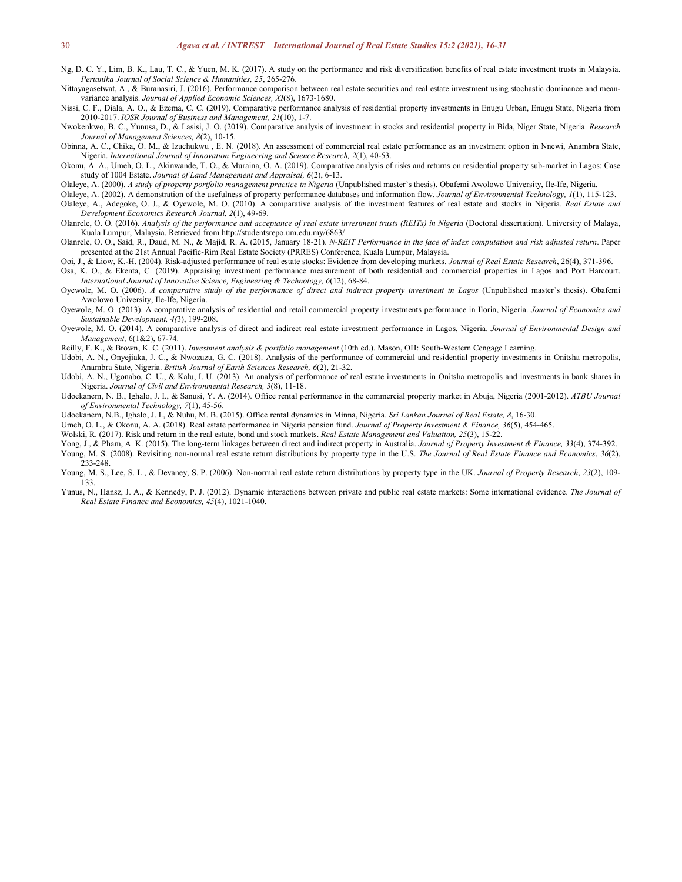Ng, D. C. Y., Lim, B. K., Lau, T. C., & Yuen, M. K. (2017). A study on the performance and risk diversification benefits of real estate investment trusts in Malaysia. *Pertanika Journal of Social Science & Humanities, 25*, 265-276.

Nittayagasetwat, A., & Buranasiri, J. (2016). Performance comparison between real estate securities and real estate investment using stochastic dominance and mean-variance analysis. *Journal of Applied Economic Sciences, XI*(8), 1673-1680.

Nissi, C. F., Diala, A. O., & Ezema, C. C. (2019). Comparative performance analysis of residential property investments in Enugu Urban, Enugu State, Nigeria from 2010-2017. *IOSR Journal of Business and Management, 21*(10), 1-7.

Nwokenkwo, B. C., Yunusa, D., & Lasisi, J. O. (2019). Comparative analysis of investment in stocks and residential property in Bida, Niger State, Nigeria. *Research Journal of Management Sciences, 8*(2), 10-15.

Obinna, A. C., Chika, O. M., & Izuchukwu , E. N. (2018). An assessment of commercial real estate performance as an investment option in Nnewi, Anambra State, Nigeria. *International Journal of Innovation Engineering and Science Research, 2*(1), 40-53.

Okonu, A. A., Umeh, O. L., Akinwande, T. O., & Muraina, O. A. (2019). Comparative analysis of risks and returns on residential property sub-market in Lagos: Case study of 1004 Estate. *Journal of Land Management and Appraisal, 6*(2), 6-13.

Olaleye, A. (2000). *A study of property portfolio management practice in Nigeria* (Unpublished master's thesis). Obafemi Awolowo University, Ile-Ife, Nigeria.

Olaleye, A. (2002). A demonstration of the usefulness of property performance databases and information flow. *Journal of Environmental Technology, 1*(1), 115-123.

Olaleye, A., Adegoke, O. J., & Oyewole, M. O. (2010). A comparative analysis of the investment features of real estate and stocks in Nigeria. *Real Estate and Development Economics Research Journal, 2*(1), 49-69.

Olanrele, O. O. (2016). *Analysis of the performance and acceptance of real estate investment trusts (REITs) in Nigeria* (Doctoral dissertation). University of Malaya, Kuala Lumpur, Malaysia. Retrieved from http://studentsrepo.um.edu.my/6863/

Olanrele, O. O., Said, R., Daud, M. N., & Majid, R. A. (2015, January 18-21). *N-REIT Performance in the face of index computation and risk adjusted return*. Paper presented at the 21st Annual Pacific-Rim Real Estate Society (PRRES) Conference, Kuala Lumpur, Malaysia.

Ooi, J., & Liow, K.-H. (2004). Risk-adjusted performance of real estate stocks: Evidence from developing markets. *Journal of Real Estate Research*, 26(4), 371-396.

Osa, K. O., & Ekenta, C. (2019). Appraising investment performance measurement of both residential and commercial properties in Lagos and Port Harcourt. *International Journal of Innovative Science, Engineering & Technology, 6*(12), 68-84.

Oyewole, M. O. (2006). *A comparative study of the performance of direct and indirect property investment in Lagos* (Unpublished master's thesis). Obafemi Awolowo University, Ile-Ife, Nigeria.

Oyewole, M. O. (2013). A comparative analysis of residential and retail commercial property investments performance in Ilorin, Nigeria. *Journal of Economics and Sustainable Development, 4(*3), 199-208.

Oyewole, M. O. (2014). A comparative analysis of direct and indirect real estate investment performance in Lagos, Nigeria. *Journal of Environmental Design and Management,* 6(1&2), 67-74.

Reilly, F. K., & Brown, K. C. (2011). *Investment analysis & portfolio management* (10th ed.). Mason, OH: South-Western Cengage Learning.

Udobi, A. N., Onyejiaka, J. C., & Nwozuzu, G. C. (2018). Analysis of the performance of commercial and residential property investments in Onitsha metropolis, Anambra State, Nigeria. *British Journal of Earth Sciences Research, 6*(2), 21-32.

Udobi, A. N., Ugonabo, C. U., & Kalu, I. U. (2013). An analysis of performance of real estate investments in Onitsha metropolis and investments in bank shares in Nigeria. *Journal of Civil and Environmental Research, 3*(8), 11-18.

Udoekanem, N. B., Ighalo, J. I., & Sanusi, Y. A. (2014). Office rental performance in the commercial property market in Abuja, Nigeria (2001-2012). *ATBU Journal of Environmental Technology, 7*(1), 45-56.

Udoekanem, N.B., Ighalo, J. I., & Nuhu, M. B. (2015). Office rental dynamics in Minna, Nigeria. *Sri Lankan Journal of Real Estate, 8*, 16-30.

Umeh, O. L., & Okonu, A. A. (2018). Real estate performance in Nigeria pension fund. *Journal of Property Investment & Finance, 36*(5), 454-465.

Wolski, R. (2017). Risk and return in the real estate, bond and stock markets. *Real Estate Management and Valuation, 25*(3), 15-22.

Yong, J., & Pham, A. K. (2015). The long-term linkages between direct and indirect property in Australia. *Journal of Property Investment & Finance, 33*(4), 374-392.

Young, M. S. (2008). Revisiting non-normal real estate return distributions by property type in the U.S. *The Journal of Real Estate Finance and Economics*, *36*(2), 233-248.

Young, M. S., Lee, S. L., & Devaney, S. P. (2006). Non-normal real estate return distributions by property type in the UK. *Journal of Property Research*, *23*(2), 109-133.

Yunus, N., Hansz, J. A., & Kennedy, P. J. (2012). Dynamic interactions between private and public real estate markets: Some international evidence. *The Journal of Real Estate Finance and Economics, 45*(4), 1021-1040.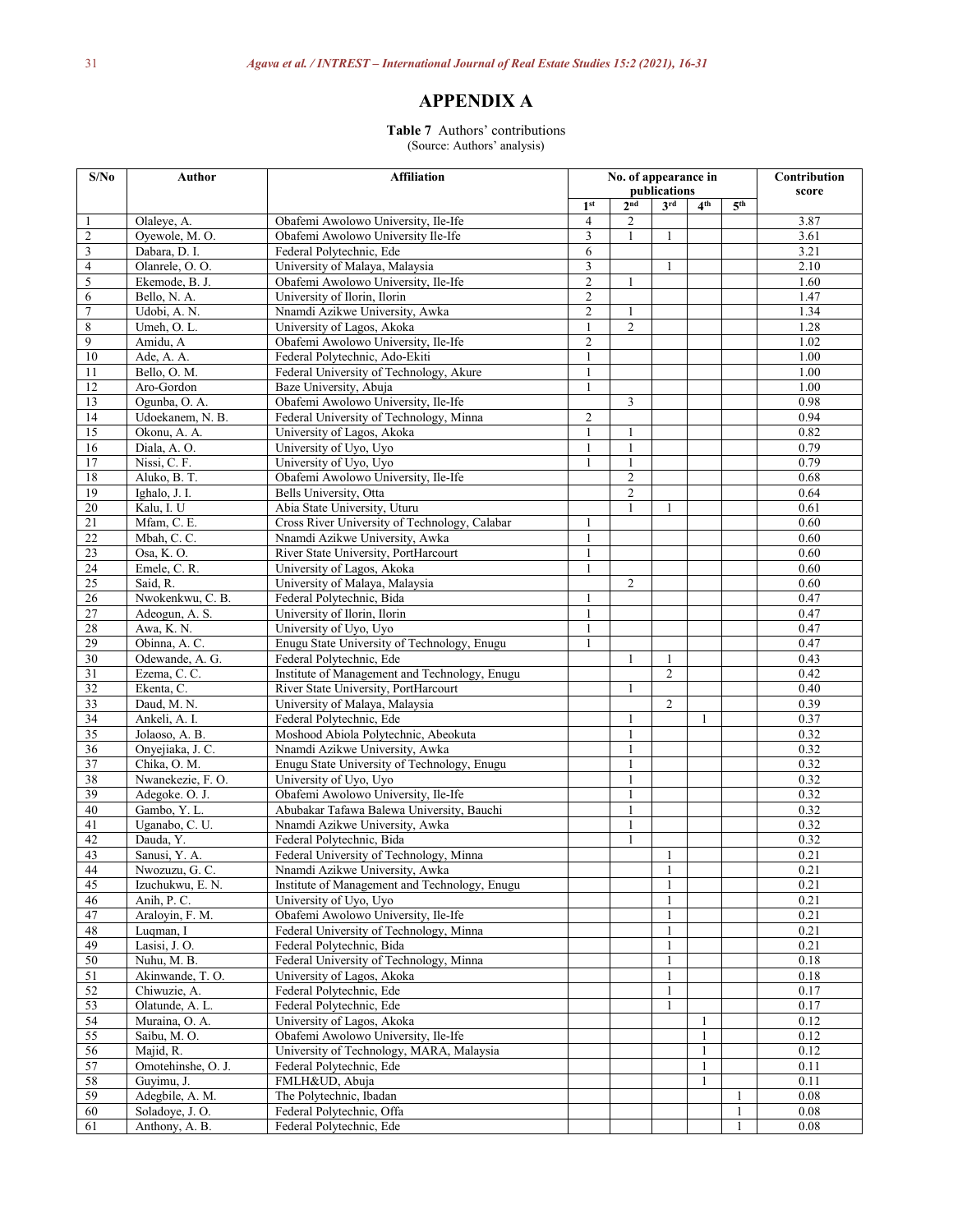# APPENDIX A

**Table 7** Authors' contributions
(Source: Authors' analysis)

| S/No | Author | Affiliation | No. of appearance in publications | | | | | Contribution score |
|---|---|---|---|---|---|---|---|---|
| | | | 1st | 2nd | 3rd | 4th | 5th | |
| 1 | Olaleye, A. | Obafemi Awolowo University, Ile-Ife | 4 | 2 | | | | 3.87 |
| 2 | Oyewole, M. O. | Obafemi Awolowo University Ile-Ife | 3 | 1 | 1 | | | 3.61 |
| 3 | Dabara, D. I. | Federal Polytechnic, Ede | 6 | | | | | 3.21 |
| 4 | Olanrele, O. O. | University of Malaya, Malaysia | 3 | | 1 | | | 2.10 |
| 5 | Ekemode, B. J. | Obafemi Awolowo University, Ile-Ife | 2 | 1 | | | | 1.60 |
| 6 | Bello, N. A. | University of Ilorin, Ilorin | 2 | | | | | 1.47 |
| 7 | Udobi, A. N. | Nnamdi Azikwe University, Awka | 2 | 1 | | | | 1.34 |
| 8 | Umeh, O. L. | University of Lagos, Akoka | 1 | 2 | | | | 1.28 |
| 9 | Amidu, A | Obafemi Awolowo University, Ile-Ife | 2 | | | | | 1.02 |
| 10 | Ade, A. A. | Federal Polytechnic, Ado-Ekiti | 1 | | | | | 1.00 |
| 11 | Bello, O. M. | Federal University of Technology, Akure | 1 | | | | | 1.00 |
| 12 | Aro-Gordon | Baze University, Abuja | 1 | | | | | 1.00 |
| 13 | Ogunba, O. A. | Obafemi Awolowo University, Ile-Ife | | 3 | | | | 0.98 |
| 14 | Udoekanem, N. B. | Federal University of Technology, Minna | 2 | | | | | 0.94 |
| 15 | Okonu, A. A. | University of Lagos, Akoka | 1 | 1 | | | | 0.82 |
| 16 | Diala, A. O. | University of Uyo, Uyo | 1 | 1 | | | | 0.79 |
| 17 | Nissi, C. F. | University of Uyo, Uyo | 1 | 1 | | | | 0.79 |
| 18 | Aluko, B. T. | Obafemi Awolowo University, Ile-Ife | | 2 | | | | 0.68 |
| 19 | Ighalo, J. I. | Bells University, Otta | | 2 | | | | 0.64 |
| 20 | Kalu, I. U | Abia State University, Uturu | | 1 | 1 | | | 0.61 |
| 21 | Mfam, C. E. | Cross River University of Technology, Calabar | 1 | | | | | 0.60 |
| 22 | Mbah, C. C. | Nnamdi Azikwe University, Awka | 1 | | | | | 0.60 |
| 23 | Osa, K. O. | River State University, PortHarcourt | 1 | | | | | 0.60 |
| 24 | Emele, C. R. | University of Lagos, Akoka | 1 | | | | | 0.60 |
| 25 | Said, R. | University of Malaya, Malaysia | | 2 | | | | 0.60 |
| 26 | Nwokenkwu, C. B. | Federal Polytechnic, Bida | 1 | | | | | 0.47 |
| 27 | Adeogun, A. S. | University of Ilorin, Ilorin | 1 | | | | | 0.47 |
| 28 | Awa, K. N. | University of Uyo, Uyo | 1 | | | | | 0.47 |
| 29 | Obinna, A. C. | Enugu State University of Technology, Enugu | 1 | | | | | 0.47 |
| 30 | Odewande, A. G. | Federal Polytechnic, Ede | | 1 | 1 | | | 0.43 |
| 31 | Ezema, C. C. | Institute of Management and Technology, Enugu | | | 2 | | | 0.42 |
| 32 | Ekenta, C. | River State University, PortHarcourt | | 1 | | | | 0.40 |
| 33 | Daud, M. N. | University of Malaya, Malaysia | | | 2 | | | 0.39 |
| 34 | Ankeli, A. I. | Federal Polytechnic, Ede | | 1 | | 1 | | 0.37 |
| 35 | Jolaoso, A. B. | Moshood Abiola Polytechnic, Abeokuta | | 1 | | | | 0.32 |
| 36 | Onyejiaka, J. C. | Nnamdi Azikwe University, Awka | | 1 | | | | 0.32 |
| 37 | Chika, O. M. | Enugu State University of Technology, Enugu | | 1 | | | | 0.32 |
| 38 | Nwanekezie, F. O. | University of Uyo, Uyo | | 1 | | | | 0.32 |
| 39 | Adegoke. O. J. | Obafemi Awolowo University, Ile-Ife | | 1 | | | | 0.32 |
| 40 | Gambo, Y. L. | Abubakar Tafawa Balewa University, Bauchi | | 1 | | | | 0.32 |
| 41 | Uganabo, C. U. | Nnamdi Azikwe University, Awka | | 1 | | | | 0.32 |
| 42 | Dauda, Y. | Federal Polytechnic, Bida | | 1 | | | | 0.32 |
| 43 | Sanusi, Y. A. | Federal University of Technology, Minna | | | 1 | | | 0.21 |
| 44 | Nwozuzu, G. C. | Nnamdi Azikwe University, Awka | | | 1 | | | 0.21 |
| 45 | Izuchukwu, E. N. | Institute of Management and Technology, Enugu | | | 1 | | | 0.21 |
| 46 | Anih, P. C. | University of Uyo, Uyo | | | 1 | | | 0.21 |
| 47 | Araloyin, F. M. | Obafemi Awolowo University, Ile-Ife | | | 1 | | | 0.21 |
| 48 | Luqman, I | Federal University of Technology, Minna | | | 1 | | | 0.21 |
| 49 | Lasisi, J. O. | Federal Polytechnic, Bida | | | 1 | | | 0.21 |
| 50 | Nuhu, M. B. | Federal University of Technology, Minna | | | 1 | | | 0.18 |
| 51 | Akinwande, T. O. | University of Lagos, Akoka | | | 1 | | | 0.18 |
| 52 | Chiwuzie, A. | Federal Polytechnic, Ede | | | 1 | | | 0.17 |
| 53 | Olatunde, A. L. | Federal Polytechnic, Ede | | | 1 | | | 0.17 |
| 54 | Muraina, O. A. | University of Lagos, Akoka | | | | 1 | | 0.12 |
| 55 | Saibu, M. O. | Obafemi Awolowo University, Ile-Ife | | | | 1 | | 0.12 |
| 56 | Majid, R. | University of Technology, MARA, Malaysia | | | | 1 | | 0.12 |
| 57 | Omotehinshe, O. J. | Federal Polytechnic, Ede | | | | 1 | | 0.11 |
| 58 | Guyimu, J. | FMLH&UD, Abuja | | | | 1 | | 0.11 |
| 59 | Adegbile, A. M. | The Polytechnic, Ibadan | | | | | 1 | 0.08 |
| 60 | Soladoye, J. O. | Federal Polytechnic, Offa | | | | | 1 | 0.08 |
| 61 | Anthony, A. B. | Federal Polytechnic, Ede | | | | | 1 | 0.08 |